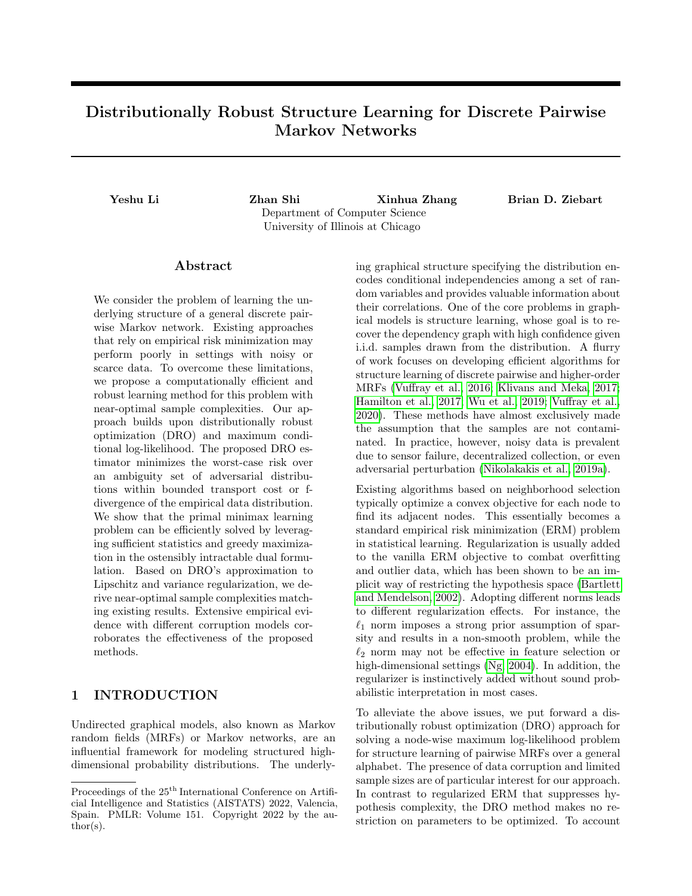# Distributionally Robust Structure Learning for Discrete Pairwise Markov Networks

**Yeshu Li** **Zhan Shi** **Xinhua Zhang** **Brian D. Ziebart**

Department of Computer Science
University of Illinois at Chicago

## Abstract

We consider the problem of learning the underlying structure of a general discrete pairwise Markov network. Existing approaches that rely on empirical risk minimization may perform poorly in settings with noisy or scarce data. To overcome these limitations, we propose a computationally efficient and robust learning method for this problem with near-optimal sample complexities. Our approach builds upon distributionally robust optimization (DRO) and maximum conditional log-likelihood. The proposed DRO estimator minimizes the worst-case risk over an ambiguity set of adversarial distributions within bounded transport cost or f-divergence of the empirical data distribution. We show that the primal minimax learning problem can be efficiently solved by leveraging sufficient statistics and greedy maximization in the ostensibly intractable dual formulation. Based on DRO's approximation to Lipschitz and variance regularization, we derive near-optimal sample complexities matching existing results. Extensive empirical evidence with different corruption models corroborates the effectiveness of the proposed methods.

## 1 INTRODUCTION

Undirected graphical models, also known as Markov random fields (MRFs) or Markov networks, are an influential framework for modeling structured high-dimensional probability distributions. The underlying graphical structure specifying the distribution encodes conditional independencies among a set of random variables and provides valuable information about their correlations. One of the core problems in graphical models is structure learning, whose goal is to recover the dependency graph with high confidence given i.i.d. samples drawn from the distribution. A flurry of work focuses on developing efficient algorithms for structure learning of discrete pairwise and higher-order MRFs (Vuffray et al., 2016; Klivans and Meka, 2017; Hamilton et al., 2017; Wu et al., 2019; Vuffray et al., 2020). These methods have almost exclusively made the assumption that the samples are not contaminated. In practice, however, noisy data is prevalent due to sensor failure, decentralized collection, or even adversarial perturbation (Nikolakakis et al., 2019a).

Existing algorithms based on neighborhood selection typically optimize a convex objective for each node to find its adjacent nodes. This essentially becomes a standard empirical risk minimization (ERM) problem in statistical learning. Regularization is usually added to the vanilla ERM objective to combat overfitting and outlier data, which has been shown to be an implicit way of restricting the hypothesis space (Bartlett and Mendelson, 2002). Adopting different norms leads to different regularization effects. For instance, the $\ell_1$ norm imposes a strong prior assumption of sparsity and results in a non-smooth problem, while the $\ell_2$ norm may not be effective in feature selection or high-dimensional settings (Ng, 2004). In addition, the regularizer is instinctively added without sound probabilistic interpretation in most cases.

To alleviate the above issues, we put forward a distributionally robust optimization (DRO) approach for solving a node-wise maximum log-likelihood problem for structure learning of pairwise MRFs over a general alphabet. The presence of data corruption and limited sample sizes are of particular interest for our approach. In contrast to regularized ERM that suppresses hypothesis complexity, the DRO method makes no restriction on parameters to be optimized. To account

Proceedings of the 25[th] International Conference on Artificial Intelligence and Statistics (AISTATS) 2022, Valencia, Spain. PMLR: Volume 151. Copyright 2022 by the author(s).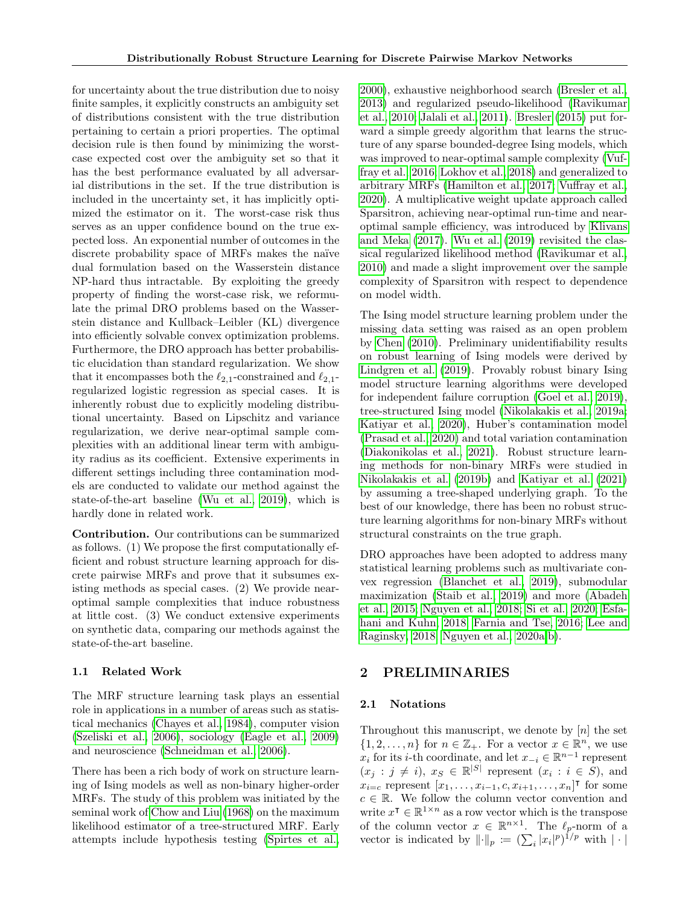for uncertainty about the true distribution due to noisy finite samples, it explicitly constructs an ambiguity set of distributions consistent with the true distribution pertaining to certain a priori properties. The optimal decision rule is then found by minimizing the worst-case expected cost over the ambiguity set so that it has the best performance evaluated by all adversarial distributions in the set. If the true distribution is included in the uncertainty set, it has implicitly optimized the estimator on it. The worst-case risk thus serves as an upper confidence bound on the true expected loss. An exponential number of outcomes in the discrete probability space of MRFs makes the naïve dual formulation based on the Wasserstein distance NP-hard thus intractable. By exploiting the greedy property of finding the worst-case risk, we reformulate the primal DRO problems based on the Wasserstein distance and Kullback–Leibler (KL) divergence into efficiently solvable convex optimization problems. Furthermore, the DRO approach has better probabilistic elucidation than standard regularization. We show that it encompasses both the $\ell_{2,1}$-constrained and $\ell_{2,1}$-regularized logistic regression as special cases. It is inherently robust due to explicitly modeling distributional uncertainty. Based on Lipschitz and variance regularization, we derive near-optimal sample complexities with an additional linear term with ambiguity radius as its coefficient. Extensive experiments in different settings including three contamination models are conducted to validate our method against the state-of-the-art baseline (Wu et al., 2019), which is hardly done in related work.

**Contribution.** Our contributions can be summarized as follows. (1) We propose the first computationally efficient and robust structure learning approach for discrete pairwise MRFs and prove that it subsumes existing methods as special cases. (2) We provide near-optimal sample complexities that induce robustness at little cost. (3) We conduct extensive experiments on synthetic data, comparing our methods against the state-of-the-art baseline.

### 1.1 Related Work

The MRF structure learning task plays an essential role in applications in a number of areas such as statistical mechanics (Chayes et al., 1984), computer vision (Szeliski et al., 2006), sociology (Eagle et al., 2009) and neuroscience (Schneidman et al., 2006).

There has been a rich body of work on structure learning of Ising models as well as non-binary higher-order MRFs. The study of this problem was initiated by the seminal work of Chow and Liu (1968) on the maximum likelihood estimator of a tree-structured MRF. Early attempts include hypothesis testing (Spirtes et al., 2000), exhaustive neighborhood search (Bresler et al., 2013) and regularized pseudo-likelihood (Ravikumar et al., 2010; Jalali et al., 2011). Bresler (2015) put forward a simple greedy algorithm that learns the structure of any sparse bounded-degree Ising models, which was improved to near-optimal sample complexity (Vuffray et al., 2016; Lokhov et al., 2018) and generalized to arbitrary MRFs (Hamilton et al., 2017; Vuffray et al., 2020). A multiplicative weight update approach called Sparsitron, achieving near-optimal run-time and near-optimal sample efficiency, was introduced by Klivans and Meka (2017). Wu et al. (2019) revisited the classical regularized likelihood method (Ravikumar et al., 2010) and made a slight improvement over the sample complexity of Sparsitron with respect to dependence on model width.

The Ising model structure learning problem under the missing data setting was raised as an open problem by Chen (2010). Preliminary unidentifiability results on robust learning of Ising models were derived by Lindgren et al. (2019). Provably robust binary Ising model structure learning algorithms were developed for independent failure corruption (Goel et al., 2019), tree-structured Ising model (Nikolakakis et al., 2019a; Katiyar et al., 2020), Huber's contamination model (Prasad et al., 2020) and total variation contamination (Diakonikolas et al., 2021). Robust structure learning methods for non-binary MRFs were studied in Nikolakakis et al. (2019b) and Katiyar et al. (2021) by assuming a tree-shaped underlying graph. To the best of our knowledge, there has been no robust structure learning algorithms for non-binary MRFs without structural constraints on the true graph.

DRO approaches have been adopted to address many statistical learning problems such as multivariate convex regression (Blanchet et al., 2019), submodular maximization (Staib et al., 2019) and more (Abadeh et al., 2015; Nguyen et al., 2018; Si et al., 2020; Esfahani and Kuhn, 2018; Farnia and Tse, 2016; Lee and Raginsky, 2018; Nguyen et al., 2020a,b).

## 2 PRELIMINARIES

### 2.1 Notations

Throughout this manuscript, we denote by $[n]$ the set $\{1, 2, \ldots, n\}$ for $n \in \mathbb{Z}_+$. For a vector $x \in \mathbb{R}^n$, we use $x_i$ for its $i$-th coordinate, and let $x_{-i} \in \mathbb{R}^{n-1}$ represent $(x_j : j \neq i)$, $x_S \in \mathbb{R}^{|S|}$ represent $(x_i : i \in S)$, and $x_{i=c}$ represent $[x_1, \ldots, x_{i-1}, c, x_{i+1}, \ldots, x_n]^\intercal$ for some $c \in \mathbb{R}$. We follow the column vector convention and write $x^\intercal \in \mathbb{R}^{1\times n}$ as a row vector which is the transpose of the column vector $x \in \mathbb{R}^{n\times 1}$. The $\ell_p$-norm of a vector is indicated by $\|\cdot\|_p := (\sum_i |x_i|^p)^{1/p}$ with $|\cdot|$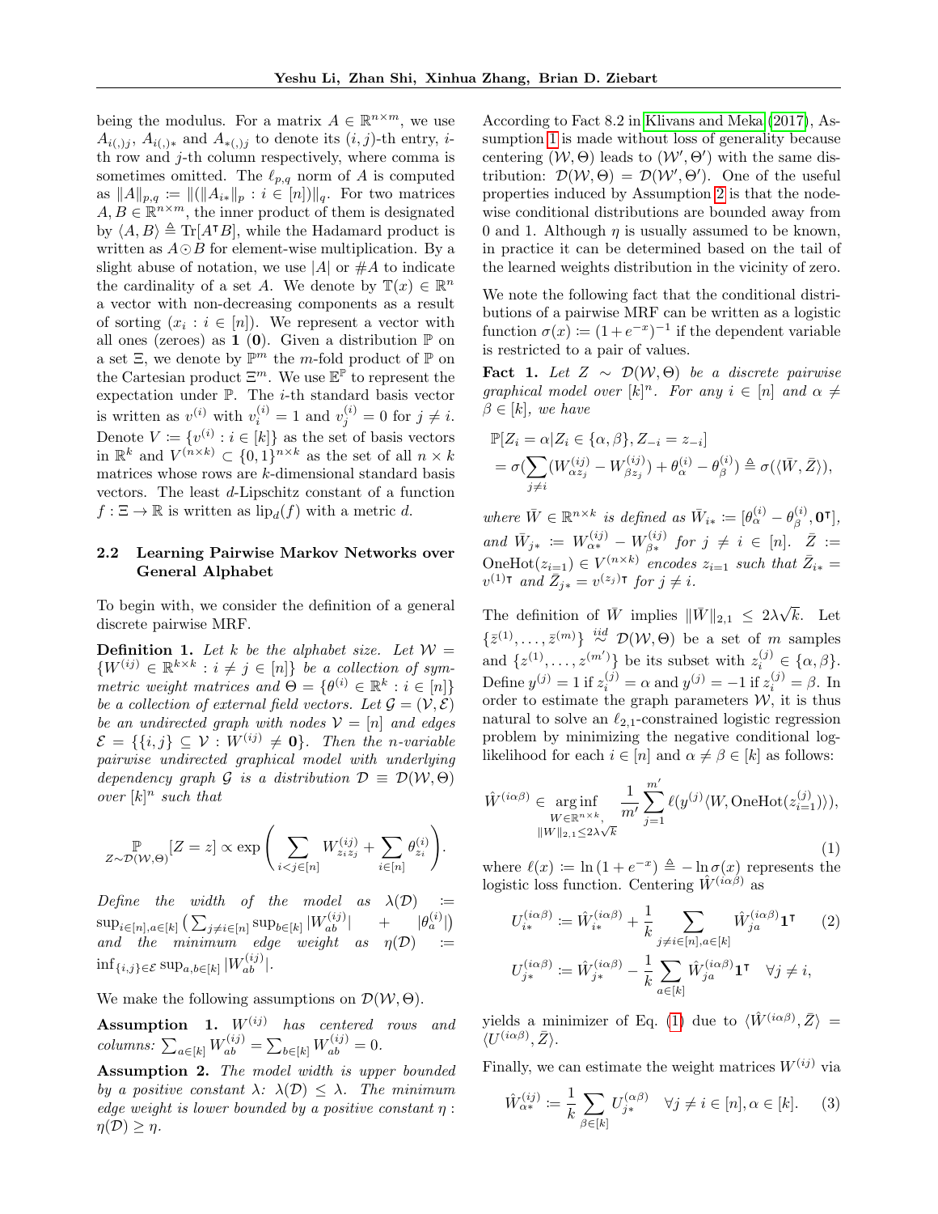being the modulus. For a matrix $A \in \mathbb{R}^{n\times m}$, we use $A_{i(,)j}$, $A_{i(,)*}$ and $A_{*(,)j}$ to denote its $(i,j)$-th entry, $i$-th row and $j$-th column respectively, where comma is sometimes omitted. The $\ell_{p,q}$ norm of $A$ is computed as $\|A\|_{p,q} := \|(\|A_{i*}\|_p : i \in [n])\|_q$. For two matrices $A, B \in \mathbb{R}^{n\times m}$, the inner product of them is designated by $\langle A, B\rangle \triangleq \mathrm{Tr}[A^\intercal B]$, while the Hadamard product is written as $A \odot B$ for element-wise multiplication. By a slight abuse of notation, we use $|A|$ or $\#A$ to indicate the cardinality of a set $A$. We denote by $\mathbb{T}(x) \in \mathbb{R}^n$ a vector with non-decreasing components as a result of sorting $(x_i : i \in [n])$. We represent a vector with all ones (zeroes) as $\mathbf{1}$ ($\mathbf{0}$). Given a distribution $\mathbb{P}$ on a set $\Xi$, we denote by $\mathbb{P}^m$ the $m$-fold product of $\mathbb{P}$ on the Cartesian product $\Xi^m$. We use $\mathbb{E}^{\mathbb{P}}$ to represent the expectation under $\mathbb{P}$. The $i$-th standard basis vector is written as $v^{(i)}$ with $v^{(i)}_i = 1$ and $v^{(i)}_j = 0$ for $j \neq i$. Denote $V := \{v^{(i)} : i \in [k]\}$ as the set of basis vectors in $\mathbb{R}^k$ and $V^{(n\times k)} \subset \{0,1\}^{n\times k}$ as the set of all $n \times k$ matrices whose rows are $k$-dimensional standard basis vectors. The least $d$-Lipschitz constant of a function $f : \Xi \to \mathbb{R}$ is written as $\mathrm{lip}_d(f)$ with a metric $d$.

## 2.2 Learning Pairwise Markov Networks over General Alphabet

To begin with, we consider the definition of a general discrete pairwise MRF.

**Definition 1.** *Let $k$ be the alphabet size. Let $\mathcal{W} = \{W^{(ij)} \in \mathbb{R}^{k\times k} : i \neq j \in [n]\}$ be a collection of symmetric weight matrices and $\Theta = \{\theta^{(i)} \in \mathbb{R}^k : i \in [n]\}$ be a collection of external field vectors. Let $\mathcal{G} = (\mathcal{V}, \mathcal{E})$ be an undirected graph with nodes $\mathcal{V} = [n]$ and edges $\mathcal{E} = \{\{i,j\} \subseteq \mathcal{V} : W^{(ij)} \neq \mathbf{0}\}$. Then the $n$-variable pairwise undirected graphical model with underlying dependency graph $\mathcal{G}$ is a distribution $\mathcal{D} \equiv \mathcal{D}(\mathcal{W},\Theta)$ over $[k]^n$ such that*

$$\mathbb{P}_{Z\sim\mathcal{D}(\mathcal{W},\Theta)}[Z = z] \propto \exp\left(\sum_{i<j\in[n]} W^{(ij)}_{z_i z_j} + \sum_{i\in[n]} \theta^{(i)}_{z_i}\right).$$

*Define the width of the model as $\lambda(\mathcal{D}) := \sup_{i\in[n], a\in[k]} \left(\sum_{j\neq i\in[n]} \sup_{b\in[k]} |W^{(ij)}_{ab}| + |\theta^{(i)}_a|\right)$ and the minimum edge weight as $\eta(\mathcal{D}) := \inf_{\{i,j\}\in\mathcal{E}} \sup_{a,b\in[k]} |W^{(ij)}_{ab}|$.*

We make the following assumptions on $\mathcal{D}(\mathcal{W},\Theta)$.

**Assumption 1.** *$W^{(ij)}$ has centered rows and columns: $\sum_{a\in[k]} W^{(ij)}_{ab} = \sum_{b\in[k]} W^{(ij)}_{ab} = 0$.*

**Assumption 2.** *The model width is upper bounded by a positive constant $\lambda$: $\lambda(\mathcal{D}) \leq \lambda$. The minimum edge weight is lower bounded by a positive constant $\eta$ : $\eta(\mathcal{D}) \geq \eta$.*

According to Fact 8.2 in Klivans and Meka (2017), Assumption 1 is made without loss of generality because centering $(\mathcal{W},\Theta)$ leads to $(\mathcal{W}',\Theta')$ with the same distribution: $\mathcal{D}(\mathcal{W},\Theta) = \mathcal{D}(\mathcal{W}',\Theta')$. One of the useful properties induced by Assumption 2 is that the node-wise conditional distributions are bounded away from 0 and 1. Although $\eta$ is usually assumed to be known, in practice it can be determined based on the tail of the learned weights distribution in the vicinity of zero.

We note the following fact that the conditional distributions of a pairwise MRF can be written as a logistic function $\sigma(x) := (1+e^{-x})^{-1}$ if the dependent variable is restricted to a pair of values.

**Fact 1.** *Let $Z \sim \mathcal{D}(\mathcal{W},\Theta)$ be a discrete pairwise graphical model over $[k]^n$. For any $i \in [n]$ and $\alpha \neq \beta \in [k]$, we have*

$$\begin{aligned}
&\mathbb{P}[Z_i = \alpha | Z_i \in \{\alpha,\beta\}, Z_{-i} = z_{-i}] \\
&= \sigma\Big(\sum_{j\neq i}(W^{(ij)}_{\alpha z_j} - W^{(ij)}_{\beta z_j}) + \theta^{(i)}_\alpha - \theta^{(i)}_\beta\Big) \triangleq \sigma(\langle \bar{W}, \bar{Z}\rangle),
\end{aligned}$$

*where $\bar{W} \in \mathbb{R}^{n\times k}$ is defined as $\bar{W}_{i*} := [\theta^{(i)}_\alpha - \theta^{(i)}_\beta, \mathbf{0}^\intercal]$, and $\bar{W}_{j*} := W^{(ij)}_{\alpha *} - W^{(ij)}_{\beta *}$ for $j \neq i \in [n]$. $\bar{Z} := \mathrm{OneHot}(z_{i=1}) \in V^{(n\times k)}$ encodes $z_{i=1}$ such that $\bar{Z}_{i*} = v^{(1)\intercal}$ and $\bar{Z}_{j*} = v^{(z_j)\intercal}$ for $j \neq i$.*

The definition of $\bar{W}$ implies $\|\bar{W}\|_{2,1} \leq 2\lambda\sqrt{k}$. Let $\{\bar{z}^{(1)}, \ldots, \bar{z}^{(m)}\} \overset{iid}{\sim} \mathcal{D}(\mathcal{W},\Theta)$ be a set of $m$ samples and $\{z^{(1)}, \ldots, z^{(m')}\}$ be its subset with $z^{(j)}_i \in \{\alpha,\beta\}$. Define $y^{(j)} = 1$ if $z^{(j)}_i = \alpha$ and $y^{(j)} = -1$ if $z^{(j)}_i = \beta$. In order to estimate the graph parameters $\mathcal{W}$, it is thus natural to solve an $\ell_{2,1}$-constrained logistic regression problem by minimizing the negative conditional log-likelihood for each $i \in [n]$ and $\alpha \neq \beta \in [k]$ as follows:

$$\hat{W}^{(i\alpha\beta)} \in \underset{\substack{W\in\mathbb{R}^{n\times k},\\ \|W\|_{2,1}\leq 2\lambda\sqrt{k}}}{\arg\inf} \ \frac{1}{m'}\sum_{j=1}^{m'} \ell(y^{(j)}\langle W, \mathrm{OneHot}(z^{(j)}_{i=1})\rangle), \tag{1}$$

where $\ell(x) := \ln(1+e^{-x}) \triangleq -\ln\sigma(x)$ represents the logistic loss function. Centering $\hat{W}^{(i\alpha\beta)}$ as

$$\begin{aligned}
U^{(i\alpha\beta)}_{i*} &:= \hat{W}^{(i\alpha\beta)}_{i*} + \frac{1}{k}\sum_{j\neq i\in[n], a\in[k]} \hat{W}^{(i\alpha\beta)}_{ja}\mathbf{1}^\intercal \qquad (2)\\
U^{(i\alpha\beta)}_{j*} &:= \hat{W}^{(i\alpha\beta)}_{j*} - \frac{1}{k}\sum_{a\in[k]} \hat{W}^{(i\alpha\beta)}_{ja}\mathbf{1}^\intercal \quad \forall j \neq i,
\end{aligned}$$

yields a minimizer of Eq. (1) due to $\langle \hat{W}^{(i\alpha\beta)}, \bar{Z}\rangle = \langle U^{(i\alpha\beta)}, \bar{Z}\rangle$.

Finally, we can estimate the weight matrices $W^{(ij)}$ via

$$\hat{W}^{(ij)}_{\alpha *} := \frac{1}{k}\sum_{\beta\in[k]} U^{(\alpha\beta)}_{j*} \quad \forall j \neq i \in [n], \alpha \in [k]. \tag{3}$$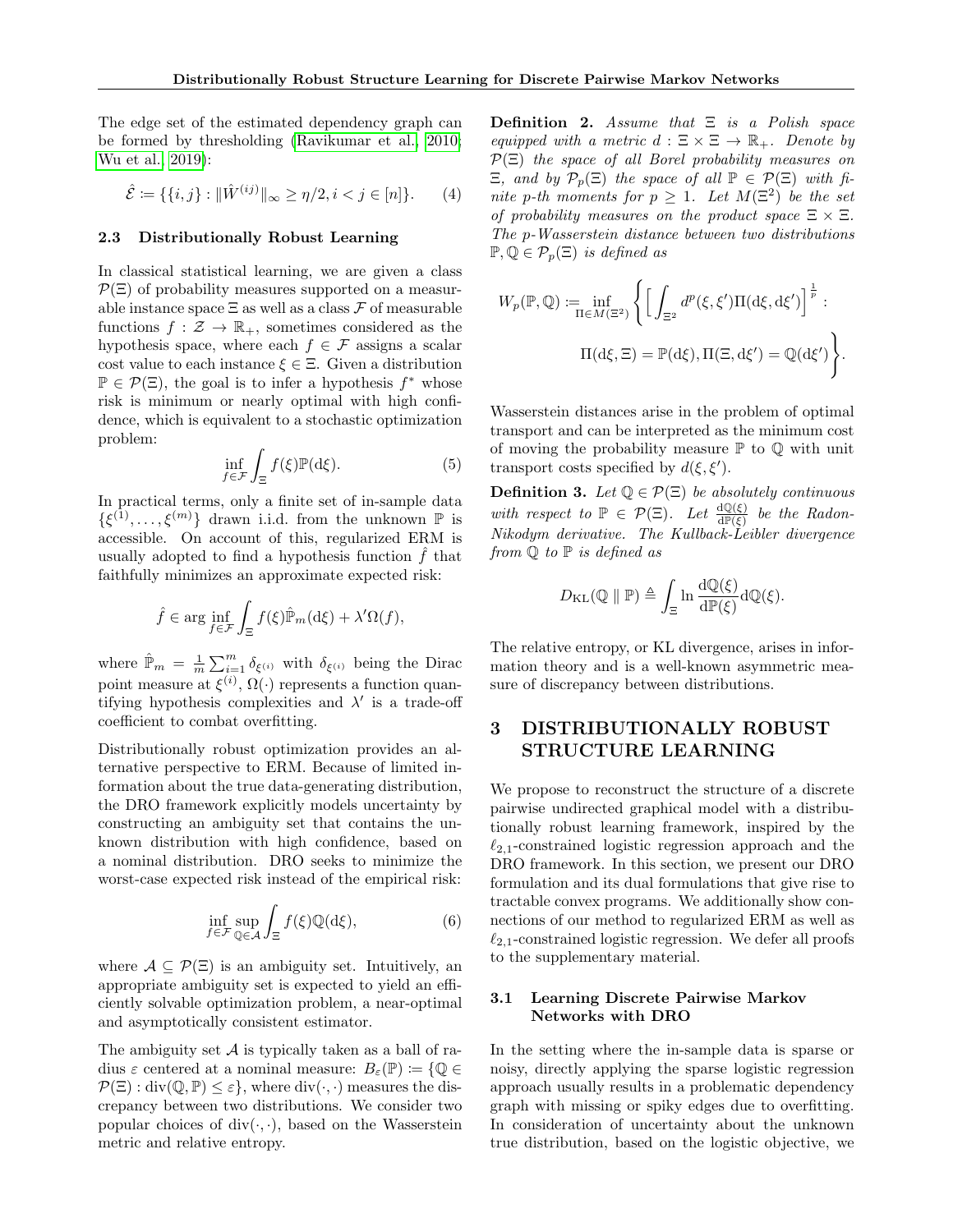The edge set of the estimated dependency graph can be formed by thresholding (Ravikumar et al., 2010; Wu et al., 2019):

$$\hat{\mathcal{E}} := \{\{i,j\} : \|\hat{W}^{(ij)}\|_\infty \geq \eta/2, i < j \in [n]\}. \tag{4}$$

### 2.3 Distributionally Robust Learning

In classical statistical learning, we are given a class $\mathcal{P}(\Xi)$ of probability measures supported on a measurable instance space $\Xi$ as well as a class $\mathcal{F}$ of measurable functions $f : \mathcal{Z} \to \mathbb{R}_+$, sometimes considered as the hypothesis space, where each $f \in \mathcal{F}$ assigns a scalar cost value to each instance $\xi \in \Xi$. Given a distribution $\mathbb{P} \in \mathcal{P}(\Xi)$, the goal is to infer a hypothesis $f^*$ whose risk is minimum or nearly optimal with high confidence, which is equivalent to a stochastic optimization problem:

$$\inf_{f \in \mathcal{F}} \int_\Xi f(\xi)\mathbb{P}(\mathrm{d}\xi). \tag{5}$$

In practical terms, only a finite set of in-sample data $\{\xi^{(1)}, \ldots, \xi^{(m)}\}$ drawn i.i.d. from the unknown $\mathbb{P}$ is accessible. On account of this, regularized ERM is usually adopted to find a hypothesis function $\hat{f}$ that faithfully minimizes an approximate expected risk:

$$\hat{f} \in \arg\inf_{f \in \mathcal{F}} \int_\Xi f(\xi)\hat{\mathbb{P}}_m(\mathrm{d}\xi) + \lambda'\Omega(f),$$

where $\hat{\mathbb{P}}_m = \frac{1}{m}\sum_{i=1}^m \delta_{\xi^{(i)}}$ with $\delta_{\xi^{(i)}}$ being the Dirac point measure at $\xi^{(i)}$, $\Omega(\cdot)$ represents a function quantifying hypothesis complexities and $\lambda'$ is a trade-off coefficient to combat overfitting.

Distributionally robust optimization provides an alternative perspective to ERM. Because of limited information about the true data-generating distribution, the DRO framework explicitly models uncertainty by constructing an ambiguity set that contains the unknown distribution with high confidence, based on a nominal distribution. DRO seeks to minimize the worst-case expected risk instead of the empirical risk:

$$\inf_{f \in \mathcal{F}} \sup_{\mathbb{Q} \in \mathcal{A}} \int_\Xi f(\xi)\mathbb{Q}(\mathrm{d}\xi), \tag{6}$$

where $\mathcal{A} \subseteq \mathcal{P}(\Xi)$ is an ambiguity set. Intuitively, an appropriate ambiguity set is expected to yield an efficiently solvable optimization problem, a near-optimal and asymptotically consistent estimator.

The ambiguity set $\mathcal{A}$ is typically taken as a ball of radius $\varepsilon$ centered at a nominal measure: $B_\varepsilon(\mathbb{P}) := \{\mathbb{Q} \in \mathcal{P}(\Xi) : \mathrm{div}(\mathbb{Q}, \mathbb{P}) \leq \varepsilon\}$, where $\mathrm{div}(\cdot,\cdot)$ measures the discrepancy between two distributions. We consider two popular choices of $\mathrm{div}(\cdot,\cdot)$, based on the Wasserstein metric and relative entropy.

**Definition 2.** *Assume that $\Xi$ is a Polish space equipped with a metric $d : \Xi \times \Xi \to \mathbb{R}_+$. Denote by $\mathcal{P}(\Xi)$ the space of all Borel probability measures on $\Xi$, and by $\mathcal{P}_p(\Xi)$ the space of all $\mathbb{P} \in \mathcal{P}(\Xi)$ with finite p-th moments for $p \geq 1$. Let $M(\Xi^2)$ be the set of probability measures on the product space $\Xi \times \Xi$. The p-Wasserstein distance between two distributions $\mathbb{P}, \mathbb{Q} \in \mathcal{P}_p(\Xi)$ is defined as*

$$W_p(\mathbb{P}, \mathbb{Q}) := \inf_{\Pi \in M(\Xi^2)} \Bigg\{ \Big[ \int_{\Xi^2} d^p(\xi, \xi')\Pi(\mathrm{d}\xi, \mathrm{d}\xi') \Big]^{\frac{1}{p}} : \Pi(\mathrm{d}\xi, \Xi) = \mathbb{P}(\mathrm{d}\xi), \Pi(\Xi, \mathrm{d}\xi') = \mathbb{Q}(\mathrm{d}\xi') \Bigg\}.$$

Wasserstein distances arise in the problem of optimal transport and can be interpreted as the minimum cost of moving the probability measure $\mathbb{P}$ to $\mathbb{Q}$ with unit transport costs specified by $d(\xi, \xi')$.

**Definition 3.** *Let $\mathbb{Q} \in \mathcal{P}(\Xi)$ be absolutely continuous with respect to $\mathbb{P} \in \mathcal{P}(\Xi)$. Let $\frac{\mathrm{d}\mathbb{Q}(\xi)}{\mathrm{d}\mathbb{P}(\xi)}$ be the Radon-Nikodym derivative. The Kullback-Leibler divergence from $\mathbb{Q}$ to $\mathbb{P}$ is defined as*

$$D_{\mathrm{KL}}(\mathbb{Q} \parallel \mathbb{P}) \triangleq \int_\Xi \ln \frac{\mathrm{d}\mathbb{Q}(\xi)}{\mathrm{d}\mathbb{P}(\xi)} \mathrm{d}\mathbb{Q}(\xi).$$

The relative entropy, or KL divergence, arises in information theory and is a well-known asymmetric measure of discrepancy between distributions.

## 3 DISTRIBUTIONALLY ROBUST STRUCTURE LEARNING

We propose to reconstruct the structure of a discrete pairwise undirected graphical model with a distributionally robust learning framework, inspired by the $\ell_{2,1}$-constrained logistic regression approach and the DRO framework. In this section, we present our DRO formulation and its dual formulations that give rise to tractable convex programs. We additionally show connections of our method to regularized ERM as well as $\ell_{2,1}$-constrained logistic regression. We defer all proofs to the supplementary material.

### 3.1 Learning Discrete Pairwise Markov Networks with DRO

In the setting where the in-sample data is sparse or noisy, directly applying the sparse logistic regression approach usually results in a problematic dependency graph with missing or spiky edges due to overfitting. In consideration of uncertainty about the unknown true distribution, based on the logistic objective, we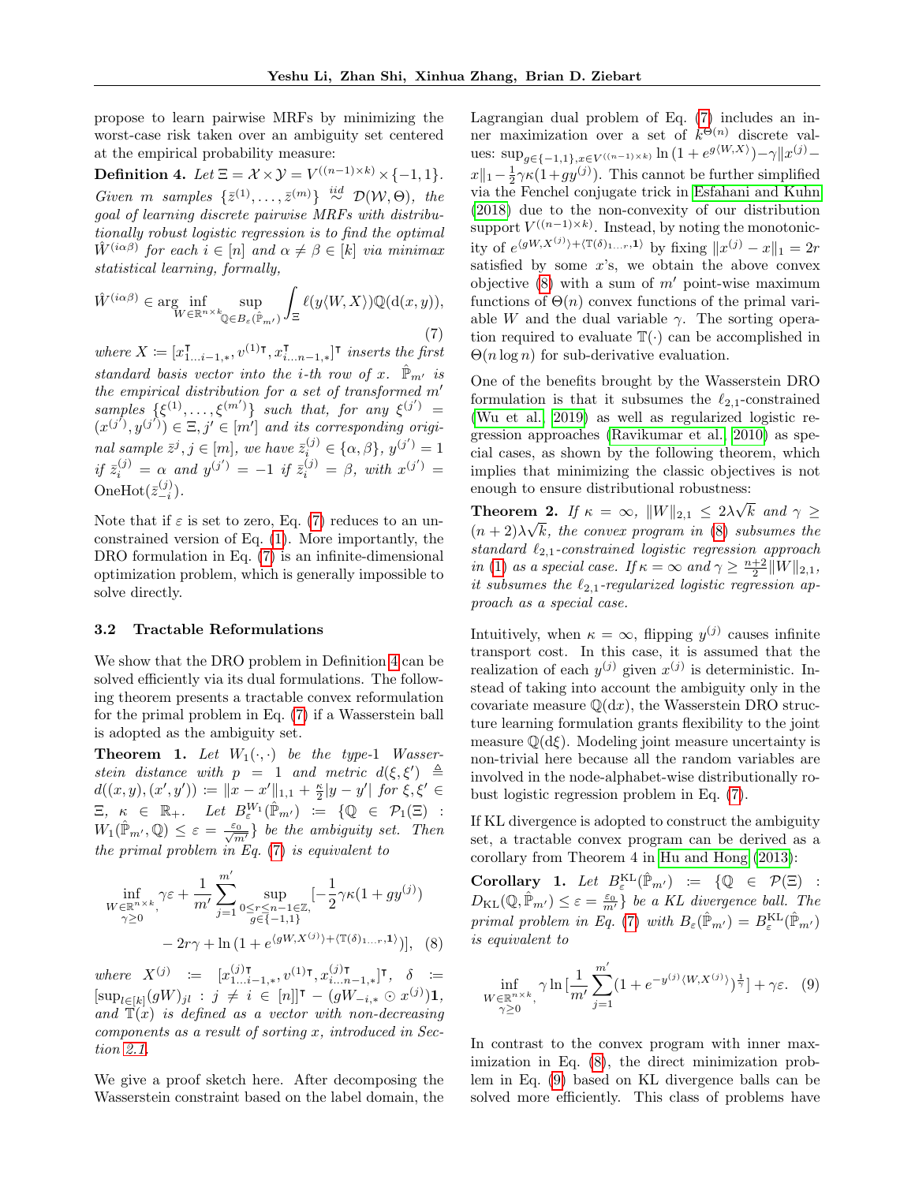propose to learn pairwise MRFs by minimizing the worst-case risk taken over an ambiguity set centered at the empirical probability measure:

**Definition 4.** *Let $\Xi = \mathcal{X} \times \mathcal{Y} = V^{((n-1)\times k)} \times \{-1, 1\}$. Given $m$ samples $\{\bar{z}^{(1)}, \ldots, \bar{z}^{(m)}\} \overset{iid}{\sim} \mathcal{D}(\mathcal{W}, \Theta)$, the goal of learning discrete pairwise MRFs with distributionally robust logistic regression is to find the optimal $\hat{W}^{(i\alpha\beta)}$ for each $i \in [n]$ and $\alpha \neq \beta \in [k]$ via minimax statistical learning, formally,*

$$\hat{W}^{(i\alpha\beta)} \in \arg \inf_{W \in \mathbb{R}^{n\times k}} \sup_{\mathbb{Q} \in B_\varepsilon(\hat{\mathbb{P}}_{m'})} \int_\Xi \ell(y\langle W, X\rangle) \mathbb{Q}(\mathrm{d}(x, y)), \tag{7}$$

*where $X \coloneqq [x_{1\ldots i-1,*}^\intercal, v^{(1)\intercal}, x_{i\ldots n-1,*}^\intercal]^\intercal$ inserts the first standard basis vector into the $i$-th row of $x$. $\hat{\mathbb{P}}_{m'}$ is the empirical distribution for a set of transformed $m'$ samples $\{\xi^{(1)}, \ldots, \xi^{(m')}\}$ such that, for any $\xi^{(j')} = (x^{(j')}, y^{(j')}) \in \Xi, j' \in [m']$ and its corresponding original sample $\bar{z}^j, j \in [m]$, we have $\bar{z}_i^{(j)} \in \{\alpha, \beta\}$, $y^{(j')} = 1$ if $\bar{z}_i^{(j)} = \alpha$ and $y^{(j')} = -1$ if $\bar{z}_i^{(j)} = \beta$, with $x^{(j')} = \mathrm{OneHot}(\bar{z}_{-i}^{(j)})$.*

Note that if $\varepsilon$ is set to zero, Eq. (7) reduces to an unconstrained version of Eq. (1). More importantly, the DRO formulation in Eq. (7) is an infinite-dimensional optimization problem, which is generally impossible to solve directly.

### 3.2 Tractable Reformulations

We show that the DRO problem in Definition 4 can be solved efficiently via its dual formulations. The following theorem presents a tractable convex reformulation for the primal problem in Eq. (7) if a Wasserstein ball is adopted as the ambiguity set.

**Theorem 1.** *Let $W_1(\cdot, \cdot)$ be the type-1 Wasserstein distance with $p = 1$ and metric $d(\xi, \xi') \triangleq d((x, y), (x', y')) \coloneqq \|x - x'\|_{1,1} + \frac{\kappa}{2}|y - y'|$ for $\xi, \xi' \in \Xi$, $\kappa \in \mathbb{R}_+$. Let $B_\varepsilon^{W_1}(\hat{\mathbb{P}}_{m'}) \coloneqq \{\mathbb{Q} \in \mathcal{P}_1(\Xi) : W_1(\hat{\mathbb{P}}_{m'}, \mathbb{Q}) \leq \varepsilon = \frac{\varepsilon_0}{\sqrt{m'}}\}$ be the ambiguity set. Then the primal problem in Eq. (7) is equivalent to*

$$\begin{aligned} \inf_{\substack{W \in \mathbb{R}^{n\times k}, \\ \gamma \geq 0}} \gamma\varepsilon + \frac{1}{m'} \sum_{j=1}^{m'} \sup_{\substack{0 \leq r \leq n-1 \in \mathbb{Z}, \\ g \in \{-1,1\}}} [-\frac{1}{2}\gamma\kappa(1 + gy^{(j)}) \\ - 2r\gamma + \ln(1 + e^{\langle gW, X^{(j)}\rangle + \langle \mathbb{T}(\delta)_{1\ldots r}, \mathbf{1}\rangle})], \end{aligned} \tag{8}$$

*where $X^{(j)} \coloneqq [x_{1\ldots i-1,*}^{(j)\intercal}, v^{(1)\intercal}, x_{i\ldots n-1,*}^{(j)\intercal}]^\intercal$, $\delta \coloneqq [\sup_{l \in [k]}(gW)_{jl} : j \neq i \in [n]]^\intercal - (gW_{-i,*} \odot x^{(j)})\mathbf{1}$, and $\mathbb{T}(x)$ is defined as a vector with non-decreasing components as a result of sorting $x$, introduced in Section 2.1.*

We give a proof sketch here. After decomposing the Wasserstein constraint based on the label domain, the Lagrangian dual problem of Eq. (7) includes an inner maximization over a set of $k^{\Theta(n)}$ discrete values: $\sup_{g \in \{-1,1\}, x \in V^{((n-1)\times k)}} \ln(1 + e^{g\langle W, X\rangle}) - \gamma\|x^{(j)} - x\|_1 - \frac{1}{2}\gamma\kappa(1 + gy^{(j)})$. This cannot be further simplified via the Fenchel conjugate trick in Esfahani and Kuhn (2018) due to the non-convexity of our distribution support $V^{((n-1)\times k)}$. Instead, by noting the monotonicity of $e^{\langle gW, X^{(j)}\rangle + \langle \mathbb{T}(\delta)_{1\ldots r}, \mathbf{1}\rangle}$ by fixing $\|x^{(j)} - x\|_1 = 2r$ satisfied by some $x$'s, we obtain the above convex objective (8) with a sum of $m'$ point-wise maximum functions of $\Theta(n)$ convex functions of the primal variable $W$ and the dual variable $\gamma$. The sorting operation required to evaluate $\mathbb{T}(\cdot)$ can be accomplished in $\Theta(n \log n)$ for sub-derivative evaluation.

One of the benefits brought by the Wasserstein DRO formulation is that it subsumes the $\ell_{2,1}$-constrained (Wu et al., 2019) as well as regularized logistic regression approaches (Ravikumar et al., 2010) as special cases, as shown by the following theorem, which implies that minimizing the classic objectives is not enough to ensure distributional robustness:

**Theorem 2.** *If $\kappa = \infty$, $\|W\|_{2,1} \leq 2\lambda\sqrt{k}$ and $\gamma \geq (n+2)\lambda\sqrt{k}$, the convex program in (8) subsumes the standard $\ell_{2,1}$-constrained logistic regression approach in (1) as a special case. If $\kappa = \infty$ and $\gamma \geq \frac{n+2}{2}\|W\|_{2,1}$, it subsumes the $\ell_{2,1}$-regularized logistic regression approach as a special case.*

Intuitively, when $\kappa = \infty$, flipping $y^{(j)}$ causes infinite transport cost. In this case, it is assumed that the realization of each $y^{(j)}$ given $x^{(j)}$ is deterministic. Instead of taking into account the ambiguity only in the covariate measure $\mathbb{Q}(\mathrm{d}x)$, the Wasserstein DRO structure learning formulation grants flexibility to the joint measure $\mathbb{Q}(\mathrm{d}\xi)$. Modeling joint measure uncertainty is non-trivial here because all the random variables are involved in the node-alphabet-wise distributionally robust logistic regression problem in Eq. (7).

If KL divergence is adopted to construct the ambiguity set, a tractable convex program can be derived as a corollary from Theorem 4 in Hu and Hong (2013):

**Corollary 1.** *Let $B_\varepsilon^{\mathrm{KL}}(\hat{\mathbb{P}}_{m'}) \coloneqq \{\mathbb{Q} \in \mathcal{P}(\Xi) : D_{\mathrm{KL}}(\mathbb{Q}, \hat{\mathbb{P}}_{m'}) \leq \varepsilon = \frac{\varepsilon_0}{m'}\}$ be a KL divergence ball. The primal problem in Eq. (7) with $B_\varepsilon(\hat{\mathbb{P}}_{m'}) = B_\varepsilon^{\mathrm{KL}}(\hat{\mathbb{P}}_{m'})$ is equivalent to*

$$\inf_{\substack{W \in \mathbb{R}^{n\times k}, \\ \gamma \geq 0}} \gamma \ln[\frac{1}{m'} \sum_{j=1}^{m'} (1 + e^{-y^{(j)}\langle W, X^{(j)}\rangle})^{\frac{1}{\gamma}}] + \gamma\varepsilon. \tag{9}$$

In contrast to the convex program with inner maximization in Eq. (8), the direct minimization problem in Eq. (9) based on KL divergence balls can be solved more efficiently. This class of problems have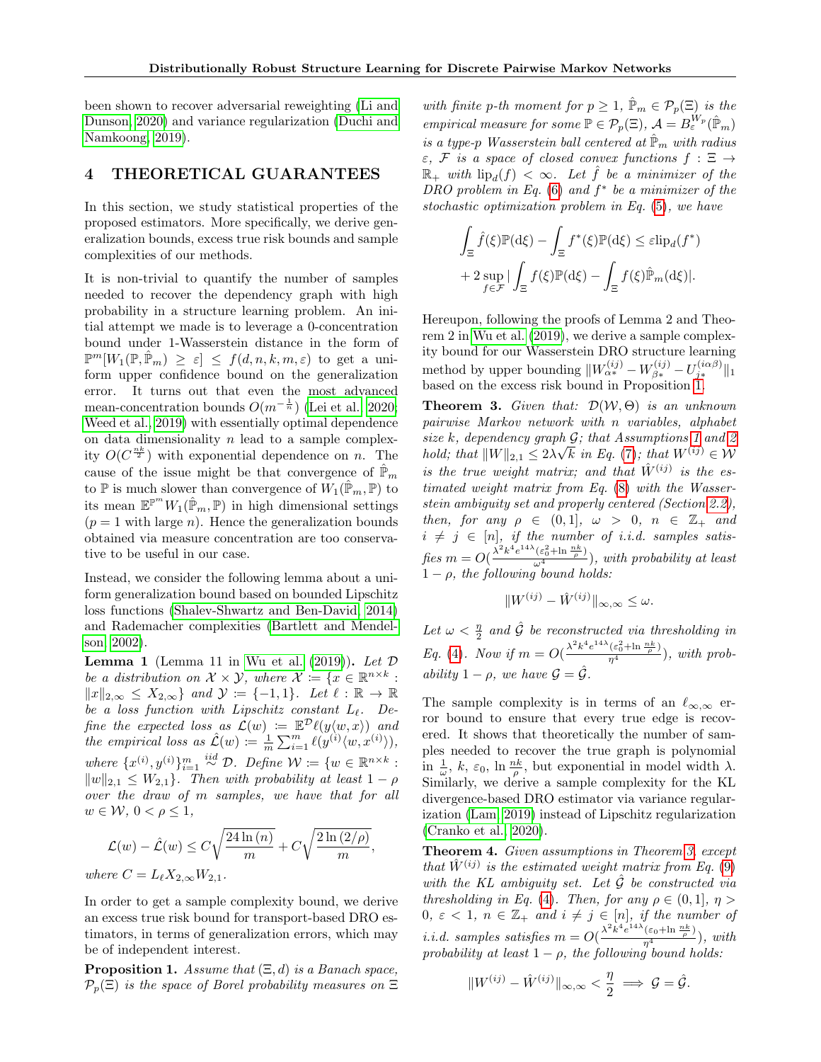been shown to recover adversarial reweighting (Li and Dunson, 2020) and variance regularization (Duchi and Namkoong, 2019).

## 4 THEORETICAL GUARANTEES

In this section, we study statistical properties of the proposed estimators. More specifically, we derive generalization bounds, excess true risk bounds and sample complexities of our methods.

It is non-trivial to quantify the number of samples needed to recover the dependency graph with high probability in a structure learning problem. An initial attempt we made is to leverage a 0-concentration bound under 1-Wasserstein distance in the form of $\mathbb{P}^m[W_1(\mathbb{P}, \hat{\mathbb{P}}_m) \geq \varepsilon] \leq f(d, n, k, m, \varepsilon)$ to get a uniform upper confidence bound on the generalization error. It turns out that even the most advanced mean-concentration bounds $O(m^{-\frac{1}{n}})$ (Lei et al., 2020; Weed et al., 2019) with essentially optimal dependence on data dimensionality $n$ lead to a sample complexity $O(C^{\frac{nk}{2}})$ with exponential dependence on $n$. The cause of the issue might be that convergence of $\hat{\mathbb{P}}_m$ to $\mathbb{P}$ is much slower than convergence of $W_1(\hat{\mathbb{P}}_m, \mathbb{P})$ to its mean $\mathbb{E}^{\mathbb{P}^m} W_1(\hat{\mathbb{P}}_m, \mathbb{P})$ in high dimensional settings ($p = 1$ with large $n$). Hence the generalization bounds obtained via measure concentration are too conservative to be useful in our case.

Instead, we consider the following lemma about a uniform generalization bound based on bounded Lipschitz loss functions (Shalev-Shwartz and Ben-David, 2014) and Rademacher complexities (Bartlett and Mendelson, 2002).

**Lemma 1** (Lemma 11 in Wu et al. (2019))**.** *Let $\mathcal{D}$ be a distribution on $\mathcal{X} \times \mathcal{Y}$, where $\mathcal{X} := \{x \in \mathbb{R}^{n \times k} : \|x\|_{2,\infty} \leq X_{2,\infty}\}$ and $\mathcal{Y} := \{-1, 1\}$. Let $\ell : \mathbb{R} \to \mathbb{R}$ be a loss function with Lipschitz constant $L_\ell$. Define the expected loss as $\mathcal{L}(w) := \mathbb{E}^{\mathcal{D}} \ell(y\langle w, x\rangle)$ and the empirical loss as $\hat{\mathcal{L}}(w) := \frac{1}{m}\sum_{i=1}^{m} \ell(y^{(i)}\langle w, x^{(i)}\rangle)$, where $\{x^{(i)}, y^{(i)}\}_{i=1}^{m} \overset{iid}{\sim} \mathcal{D}$. Define $\mathcal{W} := \{w \in \mathbb{R}^{n \times k} : \|w\|_{2,1} \leq W_{2,1}\}$. Then with probability at least $1 - \rho$ over the draw of $m$ samples, we have that for all $w \in \mathcal{W}$, $0 < \rho \leq 1$,*

$$\mathcal{L}(w) - \hat{\mathcal{L}}(w) \leq C\sqrt{\frac{24 \ln(n)}{m}} + C\sqrt{\frac{2 \ln(2/\rho)}{m}},$$

*where $C = L_\ell X_{2,\infty} W_{2,1}$.*

In order to get a sample complexity bound, we derive an excess true risk bound for transport-based DRO estimators, in terms of generalization errors, which may be of independent interest.

**Proposition 1.** *Assume that $(\Xi, d)$ is a Banach space, $\mathcal{P}_p(\Xi)$ is the space of Borel probability measures on $\Xi$ with finite p-th moment for $p \geq 1$, $\hat{\mathbb{P}}_m \in \mathcal{P}_p(\Xi)$ is the empirical measure for some $\mathbb{P} \in \mathcal{P}_p(\Xi)$, $\mathcal{A} = B_\varepsilon^{W_p}(\hat{\mathbb{P}}_m)$ is a type-p Wasserstein ball centered at $\hat{\mathbb{P}}_m$ with radius $\varepsilon$, $\mathcal{F}$ is a space of closed convex functions $f : \Xi \to \mathbb{R}_+$ with $\text{lip}_d(f) < \infty$. Let $\hat{f}$ be a minimizer of the DRO problem in Eq. (6) and $f^*$ be a minimizer of the stochastic optimization problem in Eq. (5), we have*

$$\int_\Xi \hat{f}(\xi)\mathbb{P}(\mathrm{d}\xi) - \int_\Xi f^*(\xi)\mathbb{P}(\mathrm{d}\xi) \leq \varepsilon \text{lip}_d(f^*) + 2\sup_{f \in \mathcal{F}} \left|\int_\Xi f(\xi)\mathbb{P}(\mathrm{d}\xi) - \int_\Xi f(\xi)\hat{\mathbb{P}}_m(\mathrm{d}\xi)\right|.$$

Hereupon, following the proofs of Lemma 2 and Theorem 2 in Wu et al. (2019), we derive a sample complexity bound for our Wasserstein DRO structure learning method by upper bounding $\|W_{\alpha*}^{(ij)} - W_{\beta*}^{(ij)} - U_{j*}^{(i\alpha\beta)}\|_1$ based on the excess risk bound in Proposition 1.

**Theorem 3.** *Given that: $\mathcal{D}(\mathcal{W}, \Theta)$ is an unknown pairwise Markov network with $n$ variables, alphabet size $k$, dependency graph $\mathcal{G}$; that Assumptions 1 and 2 hold; that $\|W\|_{2,1} \leq 2\lambda\sqrt{k}$ in Eq. (7); that $W^{(ij)} \in \mathcal{W}$ is the true weight matrix; and that $\hat{W}^{(ij)}$ is the estimated weight matrix from Eq. (8) with the Wasserstein ambiguity set and properly centered (Section 2.2), then, for any $\rho \in (0, 1]$, $\omega > 0$, $n \in \mathbb{Z}_+$ and $i \neq j \in [n]$, if the number of i.i.d. samples satisfies $m = O(\frac{\lambda^2 k^4 e^{14\lambda}(\varepsilon_0^2 + \ln \frac{nk}{\rho})}{\omega^4})$, with probability at least $1 - \rho$, the following bound holds:*

$$\|W^{(ij)} - \hat{W}^{(ij)}\|_{\infty,\infty} \leq \omega.$$

*Let $\omega < \frac{\eta}{2}$ and $\hat{\mathcal{G}}$ be reconstructed via thresholding in Eq. (4). Now if $m = O(\frac{\lambda^2 k^4 e^{14\lambda}(\varepsilon_0^2 + \ln \frac{nk}{\rho})}{\eta^4})$, with probability $1 - \rho$, we have $\mathcal{G} = \hat{\mathcal{G}}$.*

The sample complexity is in terms of an $\ell_{\infty,\infty}$ error bound to ensure that every true edge is recovered. It shows that theoretically the number of samples needed to recover the true graph is polynomial in $\frac{1}{\omega}$, $k$, $\varepsilon_0$, $\ln \frac{nk}{\rho}$, but exponential in model width $\lambda$. Similarly, we derive a sample complexity for the KL divergence-based DRO estimator via variance regularization (Lam, 2019) instead of Lipschitz regularization (Cranko et al., 2020).

**Theorem 4.** *Given assumptions in Theorem 3, except that $\hat{W}^{(ij)}$ is the estimated weight matrix from Eq. (9) with the KL ambiguity set. Let $\hat{\mathcal{G}}$ be constructed via thresholding in Eq. (4). Then, for any $\rho \in (0, 1]$, $\eta > 0$, $\varepsilon < 1$, $n \in \mathbb{Z}_+$ and $i \neq j \in [n]$, if the number of i.i.d. samples satisfies $m = O(\frac{\lambda^2 k^4 e^{14\lambda}(\varepsilon_0 + \ln \frac{nk}{\rho})}{\eta^4})$, with probability at least $1 - \rho$, the following bound holds:*

$$\|W^{(ij)} - \hat{W}^{(ij)}\|_{\infty,\infty} < \frac{\eta}{2} \implies \mathcal{G} = \hat{\mathcal{G}}.$$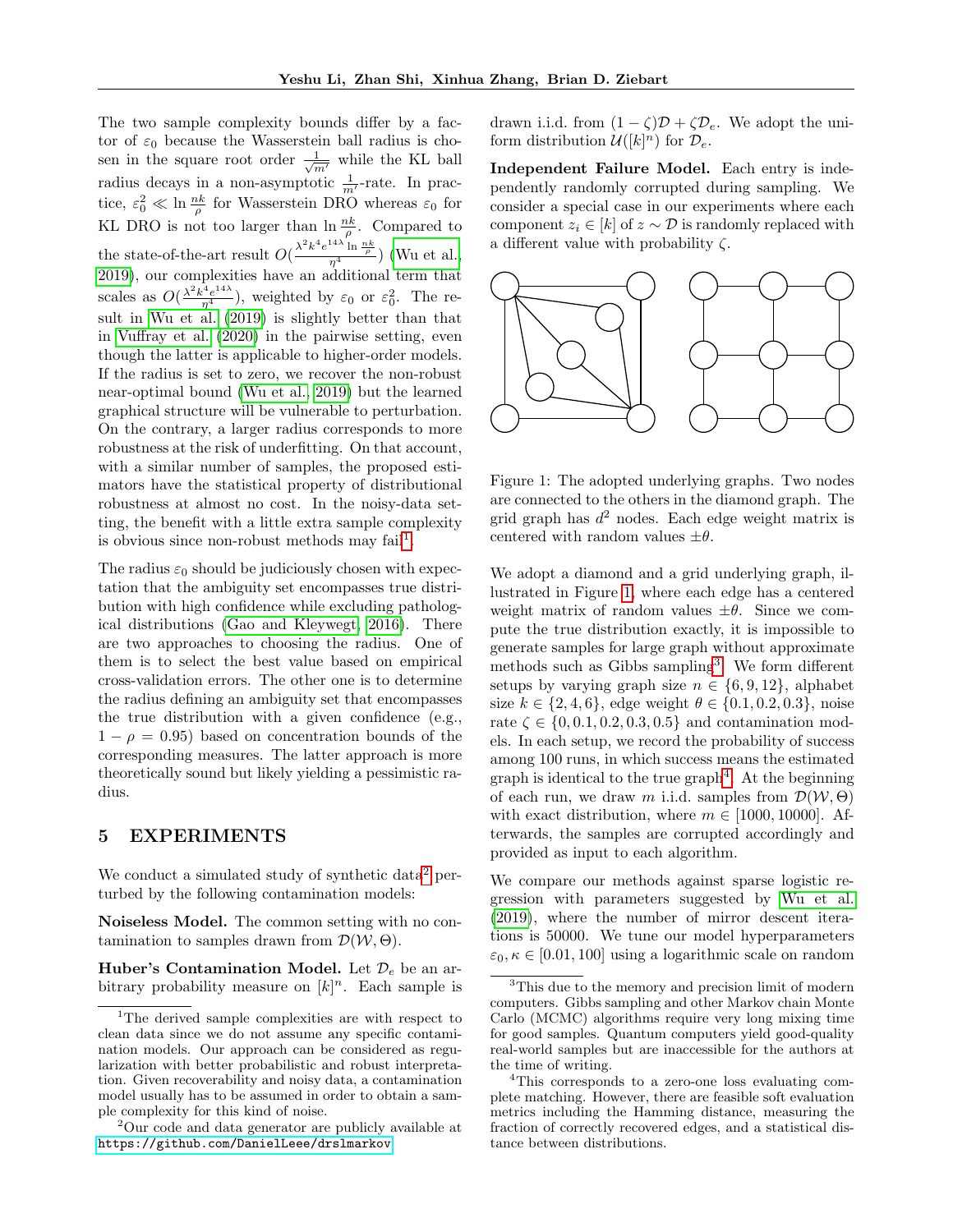The two sample complexity bounds differ by a factor of $\varepsilon_0$ because the Wasserstein ball radius is chosen in the square root order $\frac{1}{\sqrt{m'}}$ while the KL ball radius decays in a non-asymptotic $\frac{1}{m'}$-rate. In practice, $\varepsilon_0^2 \ll \ln \frac{nk}{\rho}$ for Wasserstein DRO whereas $\varepsilon_0$ for KL DRO is not too larger than $\ln \frac{nk}{\rho}$. Compared to the state-of-the-art result $O(\frac{\lambda^2 k^4 e^{14\lambda} \ln \frac{nk}{\rho}}{\eta^4})$ (Wu et al., 2019), our complexities have an additional term that scales as $O(\frac{\lambda^2 k^4 e^{14\lambda}}{\eta^4})$, weighted by $\varepsilon_0$ or $\varepsilon_0^2$. The result in Wu et al. (2019) is slightly better than that in Vuffray et al. (2020) in the pairwise setting, even though the latter is applicable to higher-order models. If the radius is set to zero, we recover the non-robust near-optimal bound (Wu et al., 2019) but the learned graphical structure will be vulnerable to perturbation. On the contrary, a larger radius corresponds to more robustness at the risk of underfitting. On that account, with a similar number of samples, the proposed estimators have the statistical property of distributional robustness at almost no cost. In the noisy-data setting, the benefit with a little extra sample complexity is obvious since non-robust methods may fail[1].

The radius $\varepsilon_0$ should be judiciously chosen with expectation that the ambiguity set encompasses true distribution with high confidence while excluding pathological distributions (Gao and Kleywegt, 2016). There are two approaches to choosing the radius. One of them is to select the best value based on empirical cross-validation errors. The other one is to determine the radius defining an ambiguity set that encompasses the true distribution with a given confidence (e.g., $1 - \rho = 0.95$) based on concentration bounds of the corresponding measures. The latter approach is more theoretically sound but likely yielding a pessimistic radius.

## 5 EXPERIMENTS

We conduct a simulated study of synthetic data[2] perturbed by the following contamination models:

**Noiseless Model.** The common setting with no contamination to samples drawn from $\mathcal{D}(\mathcal{W}, \Theta)$.

**Huber's Contamination Model.** Let $\mathcal{D}_e$ be an arbitrary probability measure on $[k]^n$. Each sample is drawn i.i.d. from $(1-\zeta)\mathcal{D} + \zeta\mathcal{D}_e$. We adopt the uniform distribution $\mathcal{U}([k]^n)$ for $\mathcal{D}_e$.

**Independent Failure Model.** Each entry is independently randomly corrupted during sampling. We consider a special case in our experiments where each component $z_i \in [k]$ of $z \sim \mathcal{D}$ is randomly replaced with a different value with probability $\zeta$.

Figure 1: The adopted underlying graphs. Two nodes are connected to the others in the diamond graph. The grid graph has $d^2$ nodes. Each edge weight matrix is centered with random values $\pm\theta$.

We adopt a diamond and a grid underlying graph, illustrated in Figure 1, where each edge has a centered weight matrix of random values $\pm\theta$. Since we compute the true distribution exactly, it is impossible to generate samples for large graph without approximate methods such as Gibbs sampling[3]. We form different setups by varying graph size $n \in \{6, 9, 12\}$, alphabet size $k \in \{2, 4, 6\}$, edge weight $\theta \in \{0.1, 0.2, 0.3\}$, noise rate $\zeta \in \{0, 0.1, 0.2, 0.3, 0.5\}$ and contamination models. In each setup, we record the probability of success among 100 runs, in which success means the estimated graph is identical to the true graph[4]. At the beginning of each run, we draw $m$ i.i.d. samples from $\mathcal{D}(\mathcal{W}, \Theta)$ with exact distribution, where $m \in [1000, 10000]$. Afterwards, the samples are corrupted accordingly and provided as input to each algorithm.

We compare our methods against sparse logistic regression with parameters suggested by Wu et al. (2019), where the number of mirror descent iterations is 50000. We tune our model hyperparameters $\varepsilon_0, \kappa \in [0.01, 100]$ using a logarithmic scale on random

[1] The derived sample complexities are with respect to clean data since we do not assume any specific contamination models. Our approach can be considered as regularization with better probabilistic and robust interpretation. Given recoverability and noisy data, a contamination model usually has to be assumed in order to obtain a sample complexity for this kind of noise.

[2] Our code and data generator are publicly available at https://github.com/DanielLeee/drslmarkov

[3] This due to the memory and precision limit of modern computers. Gibbs sampling and other Markov chain Monte Carlo (MCMC) algorithms require very long mixing time for good samples. Quantum computers yield good-quality real-world samples but are inaccessible for the authors at the time of writing.

[4] This corresponds to a zero-one loss evaluating complete matching. However, there are feasible soft evaluation metrics including the Hamming distance, measuring the fraction of correctly recovered edges, and a statistical distance between distributions.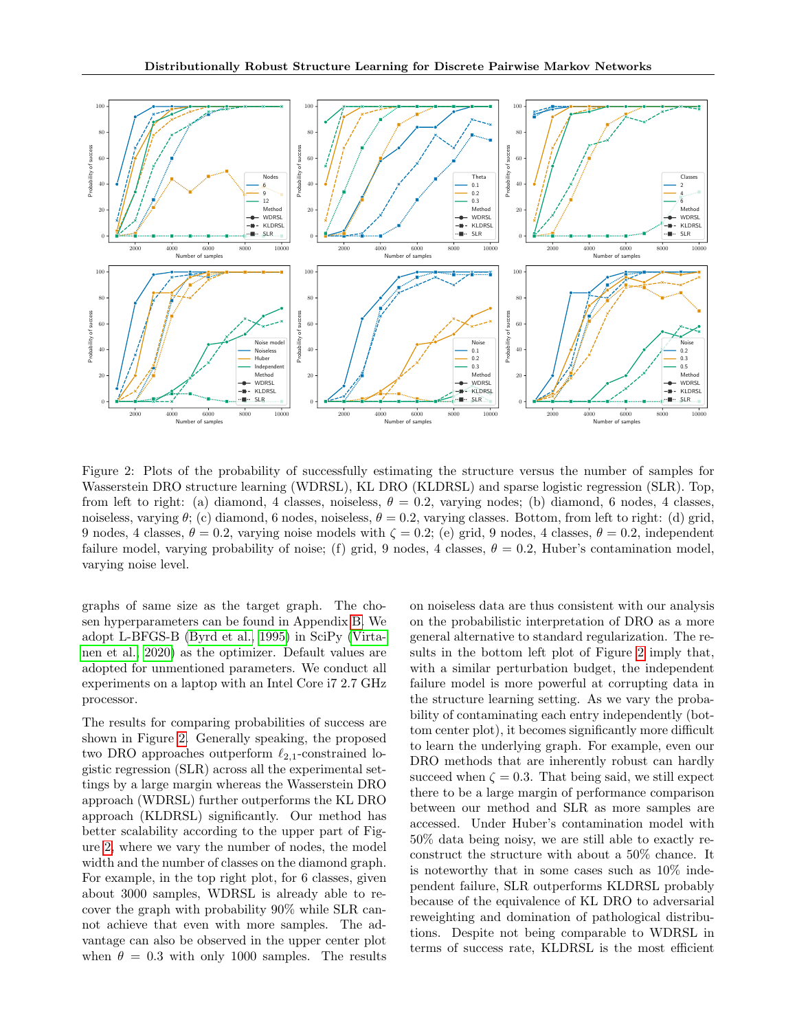Probability of success
Number of samples

(a)
Nodes
6
9
12
Method
WDRSL
KLDRSL
SLR

(b)
Theta
0.1
0.2
0.3
Method
WDRSL
KLDRSL
SLR

(c)
Classes
2
4
6
Method
WDRSL
KLDRSL
SLR

(d)
Noise model
Noiseless
Huber
Independent
Method
WDRSL
KLDRSL
SLR

(e)
Noise
0.1
0.2
0.3
Method
WDRSL
KLDRSL
SLR

(f)
Noise
0.2
0.3
0.5
Method
WDRSL
KLDRSL
SLR

Figure 2: Plots of the probability of successfully estimating the structure versus the number of samples for Wasserstein DRO structure learning (WDRSL), KL DRO (KLDRSL) and sparse logistic regression (SLR). Top, from left to right: (a) diamond, 4 classes, noiseless, $\theta = 0.2$, varying nodes; (b) diamond, 6 nodes, 4 classes, noiseless, varying $\theta$; (c) diamond, 6 nodes, noiseless, $\theta = 0.2$, varying classes. Bottom, from left to right: (d) grid, 9 nodes, 4 classes, $\theta = 0.2$, varying noise models with $\zeta = 0.2$; (e) grid, 9 nodes, 4 classes, $\theta = 0.2$, independent failure model, varying probability of noise; (f) grid, 9 nodes, 4 classes, $\theta = 0.2$, Huber's contamination model, varying noise level.

graphs of same size as the target graph. The chosen hyperparameters can be found in Appendix B. We adopt L-BFGS-B (Byrd et al., 1995) in SciPy (Virtanen et al., 2020) as the optimizer. Default values are adopted for unmentioned parameters. We conduct all experiments on a laptop with an Intel Core i7 2.7 GHz processor.

The results for comparing probabilities of success are shown in Figure 2. Generally speaking, the proposed two DRO approaches outperform $\ell_{2,1}$-constrained logistic regression (SLR) across all the experimental settings by a large margin whereas the Wasserstein DRO approach (WDRSL) further outperforms the KL DRO approach (KLDRSL) significantly. Our method has better scalability according to the upper part of Figure 2, where we vary the number of nodes, the model width and the number of classes on the diamond graph. For example, in the top right plot, for 6 classes, given about 3000 samples, WDRSL is already able to recover the graph with probability 90% while SLR cannot achieve that even with more samples. The advantage can also be observed in the upper center plot when $\theta = 0.3$ with only 1000 samples. The results on noiseless data are thus consistent with our analysis on the probabilistic interpretation of DRO as a more general alternative to standard regularization. The results in the bottom left plot of Figure 2 imply that, with a similar perturbation budget, the independent failure model is more powerful at corrupting data in the structure learning setting. As we vary the probability of contaminating each entry independently (bottom center plot), it becomes significantly more difficult to learn the underlying graph. For example, even our DRO methods that are inherently robust can hardly succeed when $\zeta = 0.3$. That being said, we still expect there to be a large margin of performance comparison between our method and SLR as more samples are accessed. Under Huber's contamination model with 50% data being noisy, we are still able to exactly reconstruct the structure with about a 50% chance. It is noteworthy that in some cases such as 10% independent failure, SLR outperforms KLDRSL probably because of the equivalence of KL DRO to adversarial reweighting and domination of pathological distributions. Despite not being comparable to WDRSL in terms of success rate, KLDRSL is the most efficient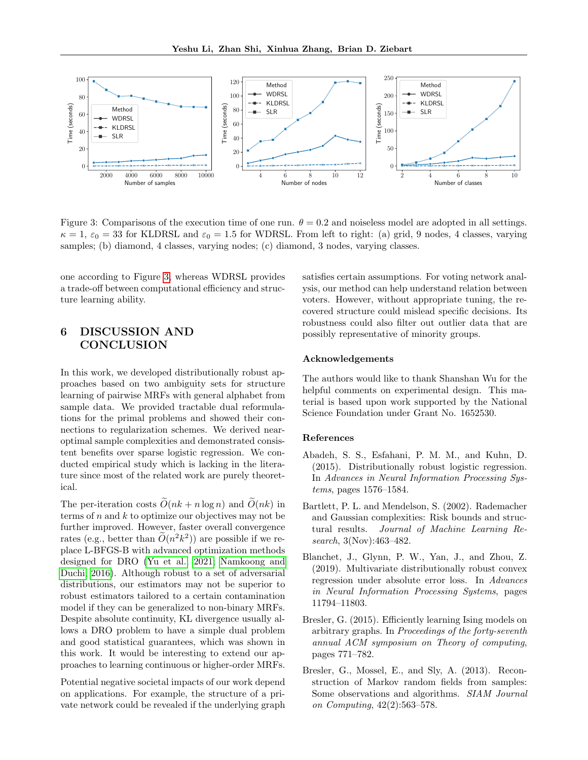(a)
Time (seconds)
100
80
60
40
20
0
2000 4000 6000 8000 10000
Number of samples
Method
WDRSL
KLDRSL
SLR

(b)
Time (seconds)
120
100
80
60
40
20
0
4 6 8 10 12
Number of nodes
Method
WDRSL
KLDRSL
SLR

(c)
Time (seconds)
250
200
150
100
50
0
2 4 6 8 10
Number of classes
Method
WDRSL
KLDRSL
SLR

Figure 3: Comparisons of the execution time of one run. $\theta = 0.2$ and noiseless model are adopted in all settings. $\kappa = 1$, $\varepsilon_0 = 33$ for KLDRSL and $\varepsilon_0 = 1.5$ for WDRSL. From left to right: (a) grid, 9 nodes, 4 classes, varying samples; (b) diamond, 4 classes, varying nodes; (c) diamond, 3 nodes, varying classes.

one according to Figure 3, whereas WDRSL provides a trade-off between computational efficiency and structure learning ability.

## 6 DISCUSSION AND CONCLUSION

In this work, we developed distributionally robust approaches based on two ambiguity sets for structure learning of pairwise MRFs with general alphabet from sample data. We provided tractable dual reformulations for the primal problems and showed their connections to regularization schemes. We derived near-optimal sample complexities and demonstrated consistent benefits over sparse logistic regression. We conducted empirical study which is lacking in the literature since most of the related work are purely theoretical.

The per-iteration costs $\widetilde{O}(nk + n \log n)$ and $\widetilde{O}(nk)$ in terms of $n$ and $k$ to optimize our objectives may not be further improved. However, faster overall convergence rates (e.g., better than $\widetilde{O}(n^2k^2)$) are possible if we replace L-BFGS-B with advanced optimization methods designed for DRO (Yu et al., 2021; Namkoong and Duchi, 2016). Although robust to a set of adversarial distributions, our estimators may not be superior to robust estimators tailored to a certain contamination model if they can be generalized to non-binary MRFs. Despite absolute continuity, KL divergence usually allows a DRO problem to have a simple dual problem and good statistical guarantees, which was shown in this work. It would be interesting to extend our approaches to learning continuous or higher-order MRFs.

Potential negative societal impacts of our work depend on applications. For example, the structure of a private network could be revealed if the underlying graph satisfies certain assumptions. For voting network analysis, our method can help understand relation between voters. However, without appropriate tuning, the recovered structure could mislead specific decisions. Its robustness could also filter out outlier data that are possibly representative of minority groups.

### Acknowledgements

The authors would like to thank Shanshan Wu for the helpful comments on experimental design. This material is based upon work supported by the National Science Foundation under Grant No. 1652530.

### References

Abadeh, S. S., Esfahani, P. M. M., and Kuhn, D. (2015). Distributionally robust logistic regression. In *Advances in Neural Information Processing Systems*, pages 1576–1584.

Bartlett, P. L. and Mendelson, S. (2002). Rademacher and Gaussian complexities: Risk bounds and structural results. *Journal of Machine Learning Research*, 3(Nov):463–482.

Blanchet, J., Glynn, P. W., Yan, J., and Zhou, Z. (2019). Multivariate distributionally robust convex regression under absolute error loss. In *Advances in Neural Information Processing Systems*, pages 11794–11803.

Bresler, G. (2015). Efficiently learning Ising models on arbitrary graphs. In *Proceedings of the forty-seventh annual ACM symposium on Theory of computing*, pages 771–782.

Bresler, G., Mossel, E., and Sly, A. (2013). Reconstruction of Markov random fields from samples: Some observations and algorithms. *SIAM Journal on Computing*, 42(2):563–578.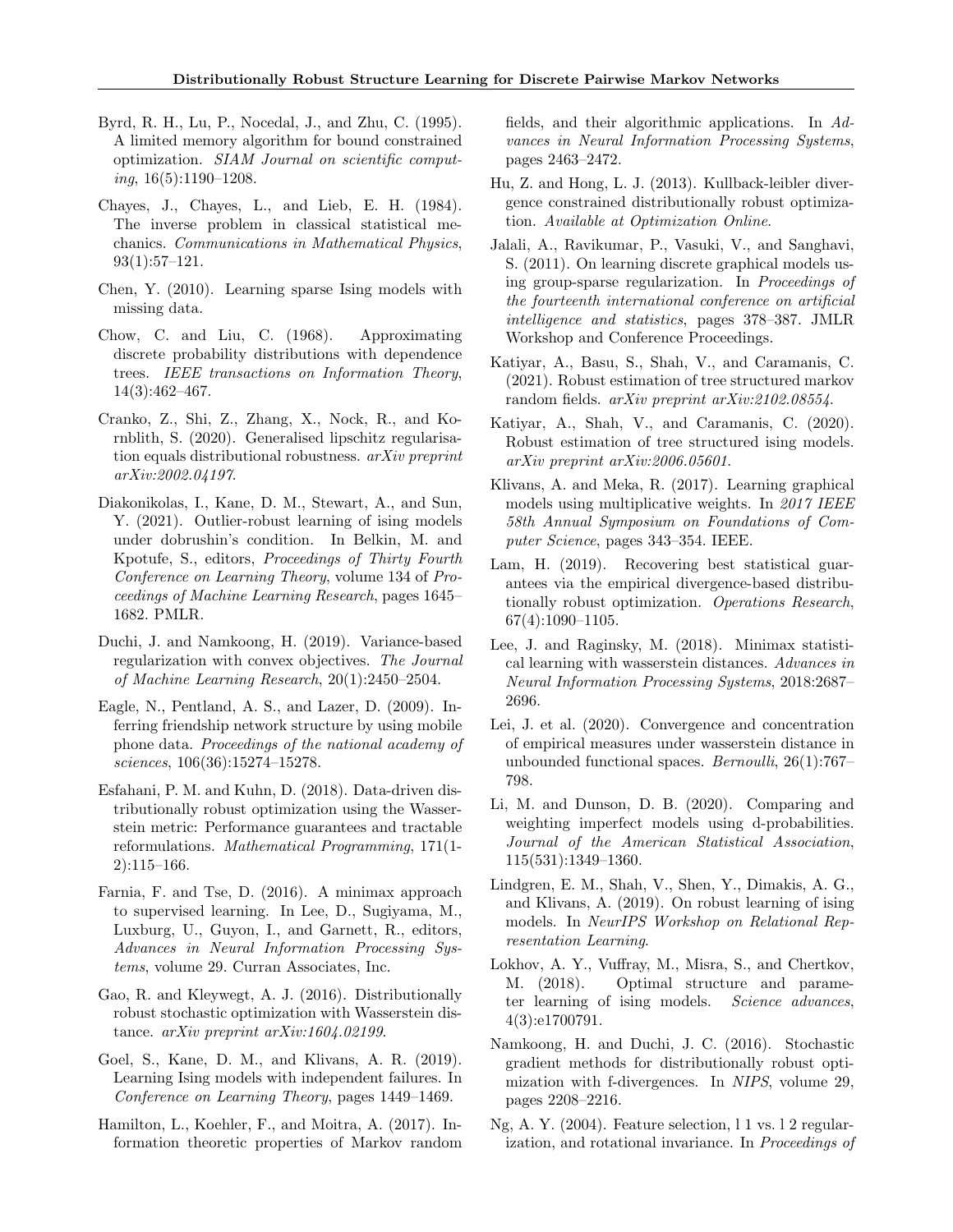Byrd, R. H., Lu, P., Nocedal, J., and Zhu, C. (1995). A limited memory algorithm for bound constrained optimization. *SIAM Journal on scientific computing*, 16(5):1190–1208.

Chayes, J., Chayes, L., and Lieb, E. H. (1984). The inverse problem in classical statistical mechanics. *Communications in Mathematical Physics*, 93(1):57–121.

Chen, Y. (2010). Learning sparse Ising models with missing data.

Chow, C. and Liu, C. (1968). Approximating discrete probability distributions with dependence trees. *IEEE transactions on Information Theory*, 14(3):462–467.

Cranko, Z., Shi, Z., Zhang, X., Nock, R., and Kornblith, S. (2020). Generalised lipschitz regularisation equals distributional robustness. *arXiv preprint arXiv:2002.04197*.

Diakonikolas, I., Kane, D. M., Stewart, A., and Sun, Y. (2021). Outlier-robust learning of ising models under dobrushin's condition. In Belkin, M. and Kpotufe, S., editors, *Proceedings of Thirty Fourth Conference on Learning Theory*, volume 134 of *Proceedings of Machine Learning Research*, pages 1645–1682. PMLR.

Duchi, J. and Namkoong, H. (2019). Variance-based regularization with convex objectives. *The Journal of Machine Learning Research*, 20(1):2450–2504.

Eagle, N., Pentland, A. S., and Lazer, D. (2009). Inferring friendship network structure by using mobile phone data. *Proceedings of the national academy of sciences*, 106(36):15274–15278.

Esfahani, P. M. and Kuhn, D. (2018). Data-driven distributionally robust optimization using the Wasserstein metric: Performance guarantees and tractable reformulations. *Mathematical Programming*, 171(1-2):115–166.

Farnia, F. and Tse, D. (2016). A minimax approach to supervised learning. In Lee, D., Sugiyama, M., Luxburg, U., Guyon, I., and Garnett, R., editors, *Advances in Neural Information Processing Systems*, volume 29. Curran Associates, Inc.

Gao, R. and Kleywegt, A. J. (2016). Distributionally robust stochastic optimization with Wasserstein distance. *arXiv preprint arXiv:1604.02199*.

Goel, S., Kane, D. M., and Klivans, A. R. (2019). Learning Ising models with independent failures. In *Conference on Learning Theory*, pages 1449–1469.

Hamilton, L., Koehler, F., and Moitra, A. (2017). Information theoretic properties of Markov random fields, and their algorithmic applications. In *Advances in Neural Information Processing Systems*, pages 2463–2472.

Hu, Z. and Hong, L. J. (2013). Kullback-leibler divergence constrained distributionally robust optimization. *Available at Optimization Online*.

Jalali, A., Ravikumar, P., Vasuki, V., and Sanghavi, S. (2011). On learning discrete graphical models using group-sparse regularization. In *Proceedings of the fourteenth international conference on artificial intelligence and statistics*, pages 378–387. JMLR Workshop and Conference Proceedings.

Katiyar, A., Basu, S., Shah, V., and Caramanis, C. (2021). Robust estimation of tree structured markov random fields. *arXiv preprint arXiv:2102.08554*.

Katiyar, A., Shah, V., and Caramanis, C. (2020). Robust estimation of tree structured ising models. *arXiv preprint arXiv:2006.05601*.

Klivans, A. and Meka, R. (2017). Learning graphical models using multiplicative weights. In *2017 IEEE 58th Annual Symposium on Foundations of Computer Science*, pages 343–354. IEEE.

Lam, H. (2019). Recovering best statistical guarantees via the empirical divergence-based distributionally robust optimization. *Operations Research*, 67(4):1090–1105.

Lee, J. and Raginsky, M. (2018). Minimax statistical learning with wasserstein distances. *Advances in Neural Information Processing Systems*, 2018:2687–2696.

Lei, J. et al. (2020). Convergence and concentration of empirical measures under wasserstein distance in unbounded functional spaces. *Bernoulli*, 26(1):767–798.

Li, M. and Dunson, D. B. (2020). Comparing and weighting imperfect models using d-probabilities. *Journal of the American Statistical Association*, 115(531):1349–1360.

Lindgren, E. M., Shah, V., Shen, Y., Dimakis, A. G., and Klivans, A. (2019). On robust learning of ising models. In *NeurIPS Workshop on Relational Representation Learning*.

Lokhov, A. Y., Vuffray, M., Misra, S., and Chertkov, M. (2018). Optimal structure and parameter learning of ising models. *Science advances*, 4(3):e1700791.

Namkoong, H. and Duchi, J. C. (2016). Stochastic gradient methods for distributionally robust optimization with f-divergences. In *NIPS*, volume 29, pages 2208–2216.

Ng, A. Y. (2004). Feature selection, l 1 vs. l 2 regularization, and rotational invariance. In *Proceedings of*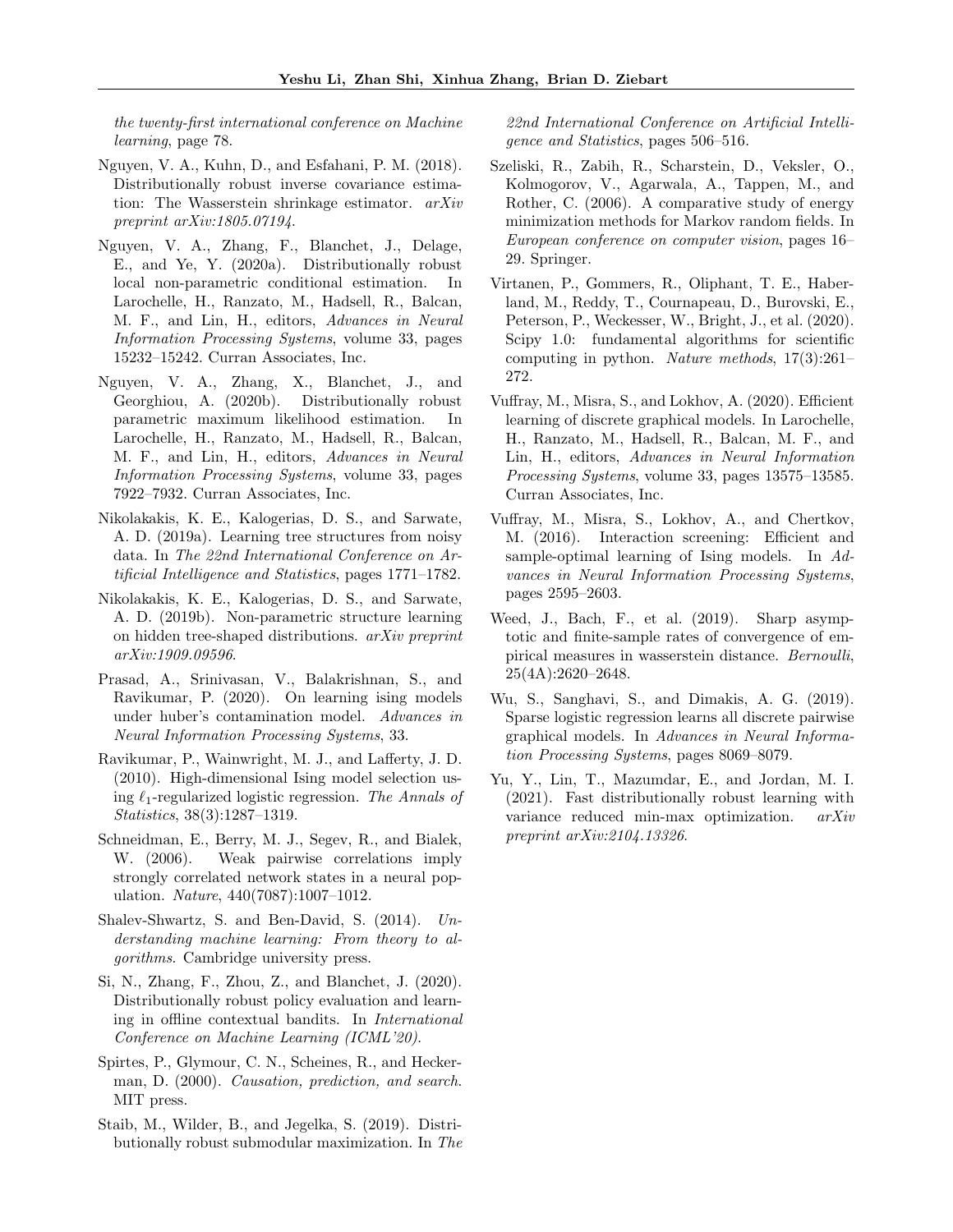the twenty-first international conference on Machine learning, page 78.

Nguyen, V. A., Kuhn, D., and Esfahani, P. M. (2018). Distributionally robust inverse covariance estimation: The Wasserstein shrinkage estimator. *arXiv preprint arXiv:1805.07194*.

Nguyen, V. A., Zhang, F., Blanchet, J., Delage, E., and Ye, Y. (2020a). Distributionally robust local non-parametric conditional estimation. In Larochelle, H., Ranzato, M., Hadsell, R., Balcan, M. F., and Lin, H., editors, *Advances in Neural Information Processing Systems*, volume 33, pages 15232–15242. Curran Associates, Inc.

Nguyen, V. A., Zhang, X., Blanchet, J., and Georghiou, A. (2020b). Distributionally robust parametric maximum likelihood estimation. In Larochelle, H., Ranzato, M., Hadsell, R., Balcan, M. F., and Lin, H., editors, *Advances in Neural Information Processing Systems*, volume 33, pages 7922–7932. Curran Associates, Inc.

Nikolakakis, K. E., Kalogerias, D. S., and Sarwate, A. D. (2019a). Learning tree structures from noisy data. In *The 22nd International Conference on Artificial Intelligence and Statistics*, pages 1771–1782.

Nikolakakis, K. E., Kalogerias, D. S., and Sarwate, A. D. (2019b). Non-parametric structure learning on hidden tree-shaped distributions. *arXiv preprint arXiv:1909.09596*.

Prasad, A., Srinivasan, V., Balakrishnan, S., and Ravikumar, P. (2020). On learning ising models under huber's contamination model. *Advances in Neural Information Processing Systems*, 33.

Ravikumar, P., Wainwright, M. J., and Lafferty, J. D. (2010). High-dimensional Ising model selection using $\ell_1$-regularized logistic regression. *The Annals of Statistics*, 38(3):1287–1319.

Schneidman, E., Berry, M. J., Segev, R., and Bialek, W. (2006). Weak pairwise correlations imply strongly correlated network states in a neural population. *Nature*, 440(7087):1007–1012.

Shalev-Shwartz, S. and Ben-David, S. (2014). *Understanding machine learning: From theory to algorithms*. Cambridge university press.

Si, N., Zhang, F., Zhou, Z., and Blanchet, J. (2020). Distributionally robust policy evaluation and learning in offline contextual bandits. In *International Conference on Machine Learning (ICML'20)*.

Spirtes, P., Glymour, C. N., Scheines, R., and Heckerman, D. (2000). *Causation, prediction, and search*. MIT press.

Staib, M., Wilder, B., and Jegelka, S. (2019). Distributionally robust submodular maximization. In *The 22nd International Conference on Artificial Intelligence and Statistics*, pages 506–516.

Szeliski, R., Zabih, R., Scharstein, D., Veksler, O., Kolmogorov, V., Agarwala, A., Tappen, M., and Rother, C. (2006). A comparative study of energy minimization methods for Markov random fields. In *European conference on computer vision*, pages 16–29. Springer.

Virtanen, P., Gommers, R., Oliphant, T. E., Haberland, M., Reddy, T., Cournapeau, D., Burovski, E., Peterson, P., Weckesser, W., Bright, J., et al. (2020). Scipy 1.0: fundamental algorithms for scientific computing in python. *Nature methods*, 17(3):261–272.

Vuffray, M., Misra, S., and Lokhov, A. (2020). Efficient learning of discrete graphical models. In Larochelle, H., Ranzato, M., Hadsell, R., Balcan, M. F., and Lin, H., editors, *Advances in Neural Information Processing Systems*, volume 33, pages 13575–13585. Curran Associates, Inc.

Vuffray, M., Misra, S., Lokhov, A., and Chertkov, M. (2016). Interaction screening: Efficient and sample-optimal learning of Ising models. In *Advances in Neural Information Processing Systems*, pages 2595–2603.

Weed, J., Bach, F., et al. (2019). Sharp asymptotic and finite-sample rates of convergence of empirical measures in wasserstein distance. *Bernoulli*, 25(4A):2620–2648.

Wu, S., Sanghavi, S., and Dimakis, A. G. (2019). Sparse logistic regression learns all discrete pairwise graphical models. In *Advances in Neural Information Processing Systems*, pages 8069–8079.

Yu, Y., Lin, T., Mazumdar, E., and Jordan, M. I. (2021). Fast distributionally robust learning with variance reduced min-max optimization. *arXiv preprint arXiv:2104.13326*.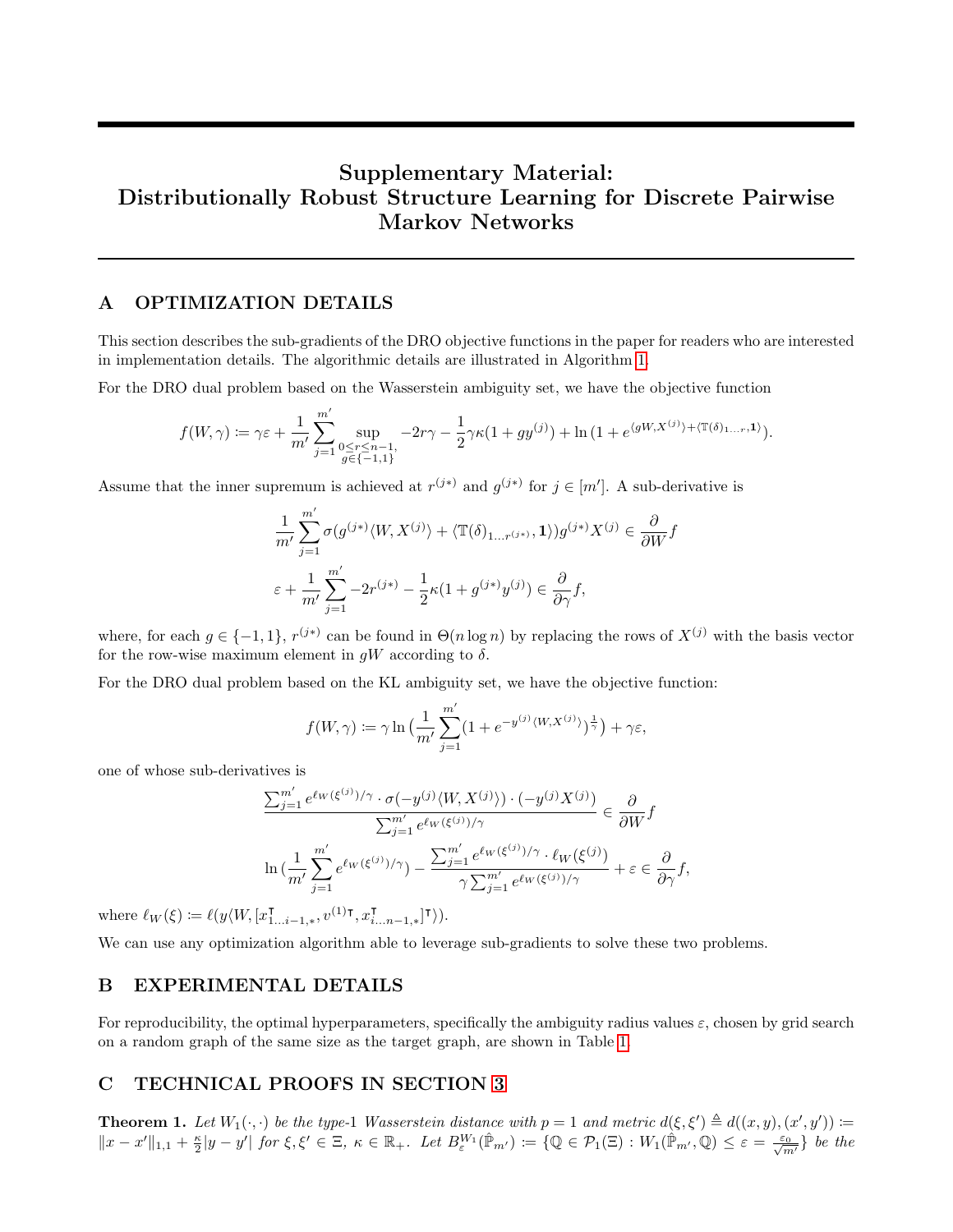# Supplementary Material: Distributionally Robust Structure Learning for Discrete Pairwise Markov Networks

## A OPTIMIZATION DETAILS

This section describes the sub-gradients of the DRO objective functions in the paper for readers who are interested in implementation details. The algorithmic details are illustrated in Algorithm 1.

For the DRO dual problem based on the Wasserstein ambiguity set, we have the objective function

$$f(W, \gamma) \coloneqq \gamma\varepsilon + \frac{1}{m'}\sum_{j=1}^{m'} \sup_{\substack{0\le r\le n-1,\\ g\in\{-1,1\}}} -2r\gamma - \frac{1}{2}\gamma\kappa(1+gy^{(j)}) + \ln\left(1+e^{\langle gW, X^{(j)}\rangle + \langle \mathbb{T}(\delta)_{1\ldots r}, \mathbf{1}\rangle}\right).$$

Assume that the inner supremum is achieved at $r^{(j*)}$ and $g^{(j*)}$ for $j \in [m']$. A sub-derivative is

$$\frac{1}{m'}\sum_{j=1}^{m'} \sigma(g^{(j*)}\langle W, X^{(j)}\rangle + \langle \mathbb{T}(\delta)_{1\ldots r^{(j*)}}, \mathbf{1}\rangle) g^{(j*)} X^{(j)} \in \frac{\partial}{\partial W} f$$

$$\varepsilon + \frac{1}{m'}\sum_{j=1}^{m'} -2r^{(j*)} - \frac{1}{2}\kappa(1+g^{(j*)}y^{(j)}) \in \frac{\partial}{\partial \gamma} f,$$

where, for each $g \in \{-1, 1\}$, $r^{(j*)}$ can be found in $\Theta(n \log n)$ by replacing the rows of $X^{(j)}$ with the basis vector for the row-wise maximum element in $gW$ according to $\delta$.

For the DRO dual problem based on the KL ambiguity set, we have the objective function:

$$f(W, \gamma) \coloneqq \gamma \ln\left(\frac{1}{m'}\sum_{j=1}^{m'} (1+e^{-y^{(j)}\langle W, X^{(j)}\rangle})^{\frac{1}{\gamma}}\right) + \gamma\varepsilon,$$

one of whose sub-derivatives is

$$\frac{\sum_{j=1}^{m'} e^{\ell_W(\xi^{(j)})/\gamma} \cdot \sigma(-y^{(j)}\langle W, X^{(j)}\rangle) \cdot (-y^{(j)}X^{(j)})}{\sum_{j=1}^{m'} e^{\ell_W(\xi^{(j)})/\gamma}} \in \frac{\partial}{\partial W} f$$

$$\ln\left(\frac{1}{m'}\sum_{j=1}^{m'} e^{\ell_W(\xi^{(j)})/\gamma}\right) - \frac{\sum_{j=1}^{m'} e^{\ell_W(\xi^{(j)})/\gamma} \cdot \ell_W(\xi^{(j)})}{\gamma\sum_{j=1}^{m'} e^{\ell_W(\xi^{(j)})/\gamma}} + \varepsilon \in \frac{\partial}{\partial \gamma} f,$$

where $\ell_W(\xi) \coloneqq \ell(y\langle W, [x_{1\ldots i-1,*}^\intercal, v^{(1)\intercal}, x_{i\ldots n-1,*}^\intercal]^\intercal\rangle)$.

We can use any optimization algorithm able to leverage sub-gradients to solve these two problems.

## B EXPERIMENTAL DETAILS

For reproducibility, the optimal hyperparameters, specifically the ambiguity radius values $\varepsilon$, chosen by grid search on a random graph of the same size as the target graph, are shown in Table 1.

## C TECHNICAL PROOFS IN SECTION 3

**Theorem 1.** *Let $W_1(\cdot,\cdot)$ be the type-1 Wasserstein distance with $p = 1$ and metric $d(\xi, \xi') \triangleq d((x, y), (x', y')) \coloneqq \|x - x'\|_{1,1} + \frac{\kappa}{2}|y - y'|$ for $\xi, \xi' \in \Xi$, $\kappa \in \mathbb{R}_+$. Let $B_\varepsilon^{W_1}(\hat{\mathbb{P}}_{m'}) \coloneqq \{\mathbb{Q} \in \mathcal{P}_1(\Xi) : W_1(\hat{\mathbb{P}}_{m'}, \mathbb{Q}) \le \varepsilon = \frac{\varepsilon_0}{\sqrt{m'}}\}$ be the*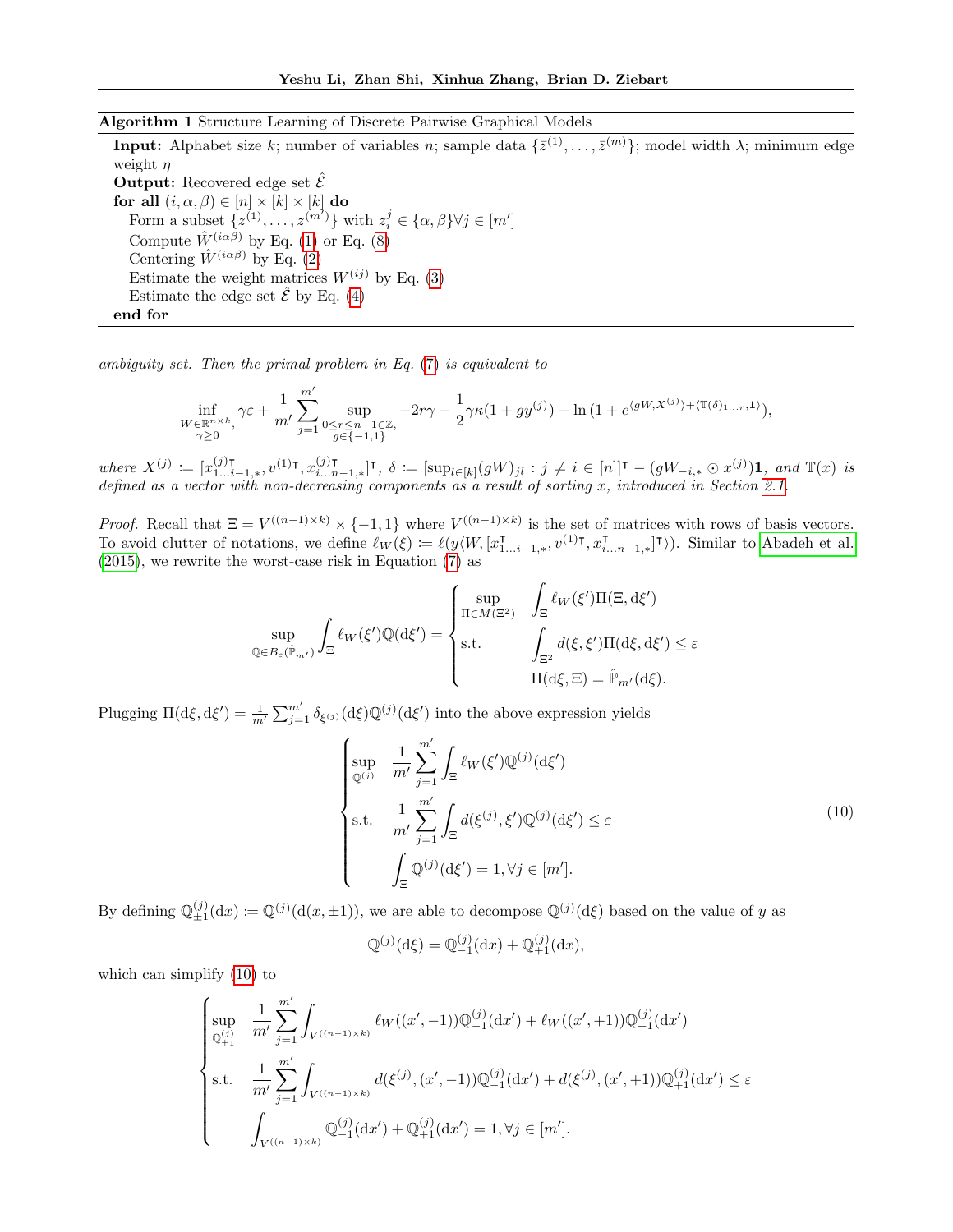**Algorithm 1** Structure Learning of Discrete Pairwise Graphical Models

**Input:** Alphabet size $k$; number of variables $n$; sample data $\{\bar{z}^{(1)}, \ldots, \bar{z}^{(m)}\}$; model width $\lambda$; minimum edge weight $\eta$

**Output:** Recovered edge set $\hat{\mathcal{E}}$

**for all** $(i, \alpha, \beta) \in [n] \times [k] \times [k]$ **do**

  Form a subset $\{z^{(1)}, \ldots, z^{(m')}\}$ with $z_i^j \in \{\alpha, \beta\} \forall j \in [m']$

  Compute $\hat{W}^{(i\alpha\beta)}$ by Eq. (1) or Eq. (8)

  Centering $\hat{W}^{(i\alpha\beta)}$ by Eq. (2)

  Estimate the weight matrices $W^{(ij)}$ by Eq. (3)

  Estimate the edge set $\hat{\mathcal{E}}$ by Eq. (4)

**end for**

*ambiguity set. Then the primal problem in Eq. (7) is equivalent to*

$$\inf_{\substack{W \in \mathbb{R}^{n \times k}, \\ \gamma \geq 0}} \gamma\varepsilon + \frac{1}{m'} \sum_{j=1}^{m'} \sup_{\substack{0 \leq r \leq n-1 \in \mathbb{Z}, \\ g \in \{-1,1\}}} -2r\gamma - \frac{1}{2}\gamma\kappa(1 + gy^{(j)}) + \ln\left(1 + e^{\langle gW, X^{(j)} \rangle + \langle \mathbb{T}(\delta)_{1\ldots r}, \mathbf{1} \rangle}\right),$$

*where* $X^{(j)} \coloneqq [x_{1\ldots i-1,*}^{(j)\intercal}, v^{(1)\intercal}, x_{i\ldots n-1,*}^{(j)\intercal}]^\intercal$, $\delta \coloneqq [\sup_{l \in [k]}(gW)_{jl} : j \neq i \in [n]]^\intercal - (gW_{-i,*} \odot x^{(j)})\mathbf{1}$, *and* $\mathbb{T}(x)$ *is defined as a vector with non-decreasing components as a result of sorting* $x$*, introduced in Section 2.1.*

*Proof.* Recall that $\Xi = V^{((n-1)\times k)} \times \{-1, 1\}$ where $V^{((n-1)\times k)}$ is the set of matrices with rows of basis vectors. To avoid clutter of notations, we define $\ell_W(\xi) \coloneqq \ell(y\langle W, [x_{1\ldots i-1,*}^\intercal, v^{(1)\intercal}, x_{i\ldots n-1,*}^\intercal]^\intercal \rangle)$. Similar to Abadeh et al. (2015), we rewrite the worst-case risk in Equation (7) as

$$\sup_{\mathbb{Q} \in B_\varepsilon(\hat{\mathbb{P}}_{m'})} \int_\Xi \ell_W(\xi')\mathbb{Q}(\mathrm{d}\xi') = \begin{cases} \sup\limits_{\Pi \in M(\Xi^2)} & \displaystyle\int_\Xi \ell_W(\xi')\Pi(\Xi, \mathrm{d}\xi') \\ \text{s.t.} & \displaystyle\int_{\Xi^2} d(\xi, \xi')\Pi(\mathrm{d}\xi, \mathrm{d}\xi') \leq \varepsilon \\ & \Pi(\mathrm{d}\xi, \Xi) = \hat{\mathbb{P}}_{m'}(\mathrm{d}\xi). \end{cases}$$

Plugging $\Pi(\mathrm{d}\xi, \mathrm{d}\xi') = \frac{1}{m'}\sum_{j=1}^{m'} \delta_{\xi^{(j)}}(\mathrm{d}\xi)\mathbb{Q}^{(j)}(\mathrm{d}\xi')$ into the above expression yields

$$\begin{cases} \sup\limits_{\mathbb{Q}^{(j)}} & \displaystyle\frac{1}{m'}\sum_{j=1}^{m'} \int_\Xi \ell_W(\xi')\mathbb{Q}^{(j)}(\mathrm{d}\xi') \\ \text{s.t.} & \displaystyle\frac{1}{m'}\sum_{j=1}^{m'} \int_\Xi d(\xi^{(j)}, \xi')\mathbb{Q}^{(j)}(\mathrm{d}\xi') \leq \varepsilon \\ & \displaystyle\int_\Xi \mathbb{Q}^{(j)}(\mathrm{d}\xi') = 1, \forall j \in [m']. \end{cases} \tag{10}$$

By defining $\mathbb{Q}_{\pm 1}^{(j)}(\mathrm{d}x) \coloneqq \mathbb{Q}^{(j)}(\mathrm{d}(x, \pm 1))$, we are able to decompose $\mathbb{Q}^{(j)}(\mathrm{d}\xi)$ based on the value of $y$ as

$$\mathbb{Q}^{(j)}(\mathrm{d}\xi) = \mathbb{Q}_{-1}^{(j)}(\mathrm{d}x) + \mathbb{Q}_{+1}^{(j)}(\mathrm{d}x),$$

which can simplify (10) to

$$\begin{cases} \sup\limits_{\mathbb{Q}_{\pm 1}^{(j)}} & \displaystyle\frac{1}{m'}\sum_{j=1}^{m'} \int_{V^{((n-1)\times k)}} \ell_W((x', -1))\mathbb{Q}_{-1}^{(j)}(\mathrm{d}x') + \ell_W((x', +1))\mathbb{Q}_{+1}^{(j)}(\mathrm{d}x') \\ \text{s.t.} & \displaystyle\frac{1}{m'}\sum_{j=1}^{m'} \int_{V^{((n-1)\times k)}} d(\xi^{(j)}, (x', -1))\mathbb{Q}_{-1}^{(j)}(\mathrm{d}x') + d(\xi^{(j)}, (x', +1))\mathbb{Q}_{+1}^{(j)}(\mathrm{d}x') \leq \varepsilon \\ & \displaystyle\int_{V^{((n-1)\times k)}} \mathbb{Q}_{-1}^{(j)}(\mathrm{d}x') + \mathbb{Q}_{+1}^{(j)}(\mathrm{d}x') = 1, \forall j \in [m']. \end{cases}$$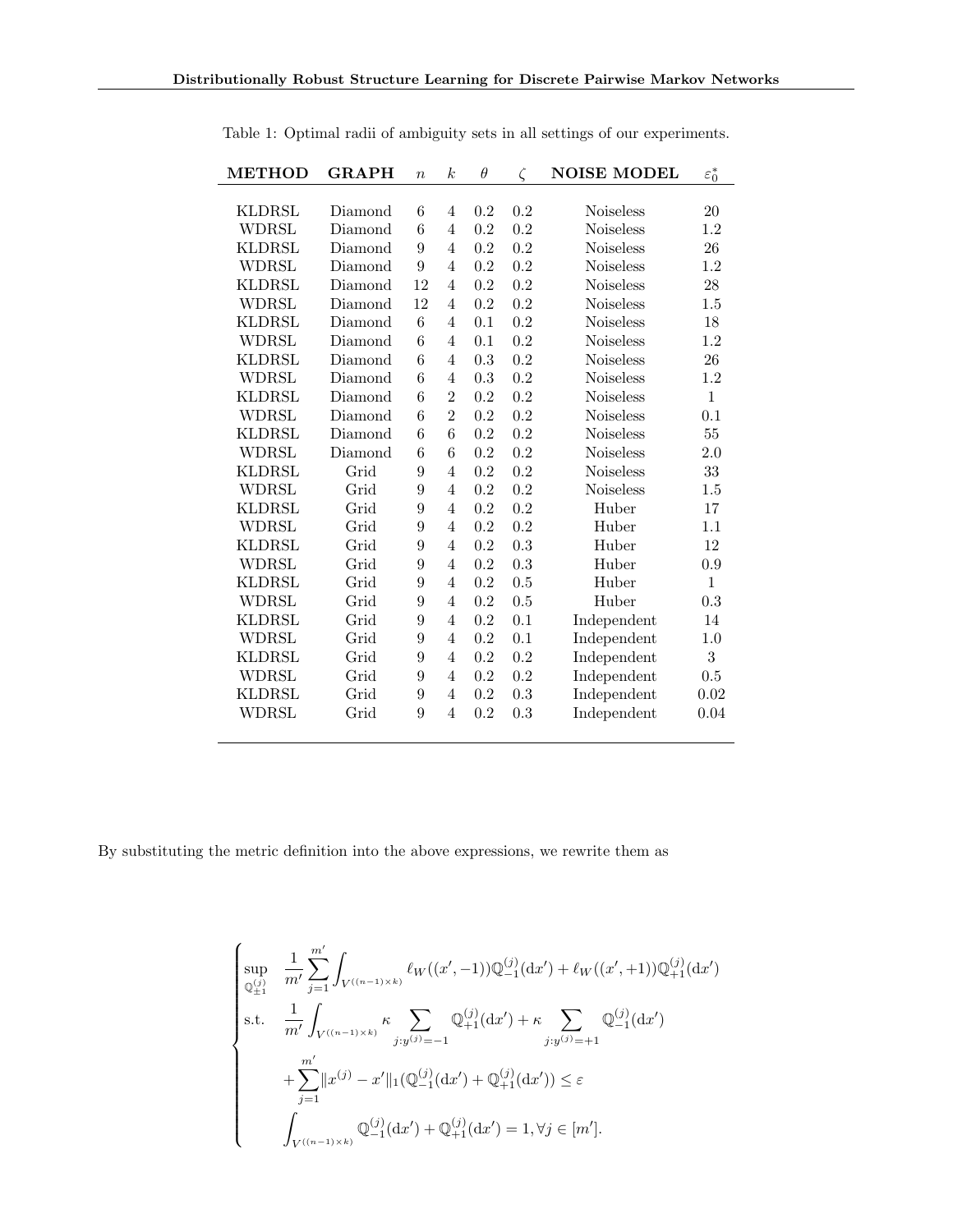Table 1: Optimal radii of ambiguity sets in all settings of our experiments.

| **METHOD** | **GRAPH** | $n$ | $k$ | $\theta$ | $\zeta$ | **NOISE MODEL** | $\varepsilon_0^*$ |
|---|---|---|---|---|---|---|---|
| KLDRSL | Diamond | 6 | 4 | 0.2 | 0.2 | Noiseless | 20 |
| WDRSL | Diamond | 6 | 4 | 0.2 | 0.2 | Noiseless | 1.2 |
| KLDRSL | Diamond | 9 | 4 | 0.2 | 0.2 | Noiseless | 26 |
| WDRSL | Diamond | 9 | 4 | 0.2 | 0.2 | Noiseless | 1.2 |
| KLDRSL | Diamond | 12 | 4 | 0.2 | 0.2 | Noiseless | 28 |
| WDRSL | Diamond | 12 | 4 | 0.2 | 0.2 | Noiseless | 1.5 |
| KLDRSL | Diamond | 6 | 4 | 0.1 | 0.2 | Noiseless | 18 |
| WDRSL | Diamond | 6 | 4 | 0.1 | 0.2 | Noiseless | 1.2 |
| KLDRSL | Diamond | 6 | 4 | 0.3 | 0.2 | Noiseless | 26 |
| WDRSL | Diamond | 6 | 4 | 0.3 | 0.2 | Noiseless | 1.2 |
| KLDRSL | Diamond | 6 | 2 | 0.2 | 0.2 | Noiseless | 1 |
| WDRSL | Diamond | 6 | 2 | 0.2 | 0.2 | Noiseless | 0.1 |
| KLDRSL | Diamond | 6 | 6 | 0.2 | 0.2 | Noiseless | 55 |
| WDRSL | Diamond | 6 | 6 | 0.2 | 0.2 | Noiseless | 2.0 |
| KLDRSL | Grid | 9 | 4 | 0.2 | 0.2 | Noiseless | 33 |
| WDRSL | Grid | 9 | 4 | 0.2 | 0.2 | Noiseless | 1.5 |
| KLDRSL | Grid | 9 | 4 | 0.2 | 0.2 | Huber | 17 |
| WDRSL | Grid | 9 | 4 | 0.2 | 0.2 | Huber | 1.1 |
| KLDRSL | Grid | 9 | 4 | 0.2 | 0.3 | Huber | 12 |
| WDRSL | Grid | 9 | 4 | 0.2 | 0.3 | Huber | 0.9 |
| KLDRSL | Grid | 9 | 4 | 0.2 | 0.5 | Huber | 1 |
| WDRSL | Grid | 9 | 4 | 0.2 | 0.5 | Huber | 0.3 |
| KLDRSL | Grid | 9 | 4 | 0.2 | 0.1 | Independent | 14 |
| WDRSL | Grid | 9 | 4 | 0.2 | 0.1 | Independent | 1.0 |
| KLDRSL | Grid | 9 | 4 | 0.2 | 0.2 | Independent | 3 |
| WDRSL | Grid | 9 | 4 | 0.2 | 0.2 | Independent | 0.5 |
| KLDRSL | Grid | 9 | 4 | 0.2 | 0.3 | Independent | 0.02 |
| WDRSL | Grid | 9 | 4 | 0.2 | 0.3 | Independent | 0.04 |

By substituting the metric definition into the above expressions, we rewrite them as

$$
\begin{cases}
\sup\limits_{\mathbb{Q}_{\pm 1}^{(j)}} & \dfrac{1}{m'} \displaystyle\sum_{j=1}^{m'} \int_{V^{((n-1)\times k)}} \ell_W((x', -1)) \mathbb{Q}_{-1}^{(j)}(\mathrm{d}x') + \ell_W((x', +1)) \mathbb{Q}_{+1}^{(j)}(\mathrm{d}x') \\
\text{s.t.} & \dfrac{1}{m'} \displaystyle\int_{V^{((n-1)\times k)}} \kappa \sum_{j:y^{(j)}=-1} \mathbb{Q}_{+1}^{(j)}(\mathrm{d}x') + \kappa \sum_{j:y^{(j)}=+1} \mathbb{Q}_{-1}^{(j)}(\mathrm{d}x') \\
& \quad + \displaystyle\sum_{j=1}^{m'} \|x^{(j)} - x'\|_1 (\mathbb{Q}_{-1}^{(j)}(\mathrm{d}x') + \mathbb{Q}_{+1}^{(j)}(\mathrm{d}x')) \leq \varepsilon \\
& \displaystyle\int_{V^{((n-1)\times k)}} \mathbb{Q}_{-1}^{(j)}(\mathrm{d}x') + \mathbb{Q}_{+1}^{(j)}(\mathrm{d}x') = 1, \forall j \in [m'].
\end{cases}
$$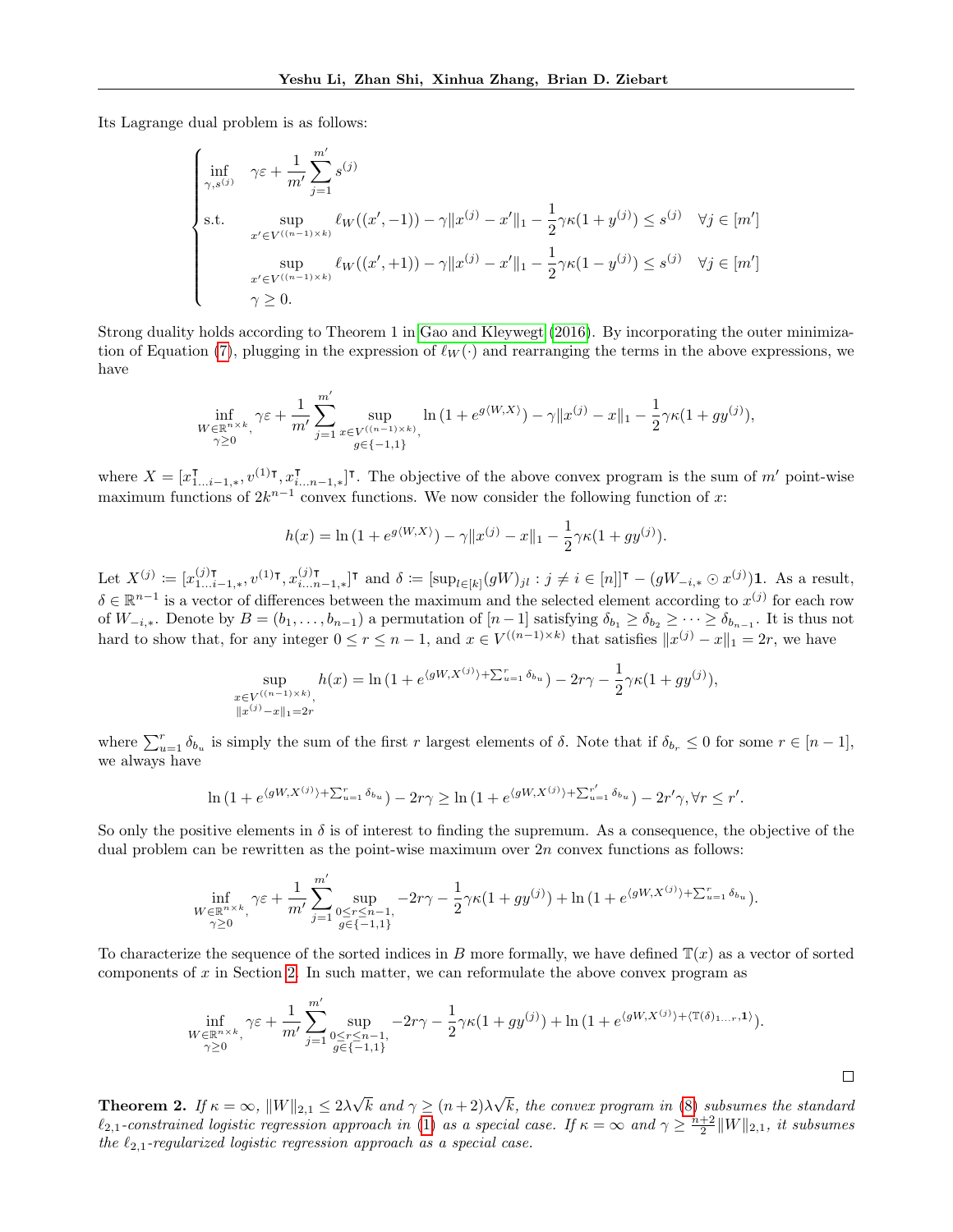Its Lagrange dual problem is as follows:

$$
\begin{cases}
\inf_{\gamma, s^{(j)}} & \gamma\varepsilon + \frac{1}{m'}\sum_{j=1}^{m'} s^{(j)} \\
\text{s.t.} & \sup_{x' \in V^{((n-1)\times k)}} \ell_W((x', -1)) - \gamma\|x^{(j)} - x'\|_1 - \frac{1}{2}\gamma\kappa(1+y^{(j)}) \le s^{(j)} \quad \forall j \in [m'] \\
& \sup_{x' \in V^{((n-1)\times k)}} \ell_W((x', +1)) - \gamma\|x^{(j)} - x'\|_1 - \frac{1}{2}\gamma\kappa(1-y^{(j)}) \le s^{(j)} \quad \forall j \in [m'] \\
& \gamma \ge 0.
\end{cases}
$$

Strong duality holds according to Theorem 1 in Gao and Kleywegt (2016). By incorporating the outer minimization of Equation (7), plugging in the expression of $\ell_W(\cdot)$ and rearranging the terms in the above expressions, we have

$$
\inf_{\substack{W\in\mathbb{R}^{n\times k},\\ \gamma\ge 0}} \gamma\varepsilon + \frac{1}{m'}\sum_{j=1}^{m'} \sup_{\substack{x\in V^{((n-1)\times k)},\\ g\in\{-1,1\}}} \ln(1+e^{g\langle W, X\rangle}) - \gamma\|x^{(j)} - x\|_1 - \frac{1}{2}\gamma\kappa(1+gy^{(j)}),
$$

where $X = [x_{1\ldots i-1,*}^{\intercal}, v^{(1)\intercal}, x_{i\ldots n-1,*}^{\intercal}]^{\intercal}$. The objective of the above convex program is the sum of $m'$ point-wise maximum functions of $2k^{n-1}$ convex functions. We now consider the following function of $x$:

$$
h(x) = \ln(1+e^{g\langle W, X\rangle}) - \gamma\|x^{(j)} - x\|_1 - \frac{1}{2}\gamma\kappa(1+gy^{(j)}).
$$

Let $X^{(j)} := [x_{1\ldots i-1,*}^{(j)\intercal}, v^{(1)\intercal}, x_{i\ldots n-1,*}^{(j)\intercal}]^{\intercal}$ and $\delta := [\sup_{l\in[k]}(gW)_{jl} : j \ne i \in [n]]^{\intercal} - (gW_{-i,*} \odot x^{(j)})\mathbf{1}$. As a result, $\delta \in \mathbb{R}^{n-1}$ is a vector of differences between the maximum and the selected element according to $x^{(j)}$ for each row of $W_{-i,*}$. Denote by $B = (b_1, \ldots, b_{n-1})$ a permutation of $[n-1]$ satisfying $\delta_{b_1} \ge \delta_{b_2} \ge \cdots \ge \delta_{b_{n-1}}$. It is thus not hard to show that, for any integer $0 \le r \le n-1$, and $x \in V^{((n-1)\times k)}$ that satisfies $\|x^{(j)} - x\|_1 = 2r$, we have

$$
\sup_{\substack{x\in V^{((n-1)\times k)},\\ \|x^{(j)}-x\|_1 = 2r}} h(x) = \ln(1+e^{\langle gW, X^{(j)}\rangle + \sum_{u=1}^{r}\delta_{b_u}}) - 2r\gamma - \frac{1}{2}\gamma\kappa(1+gy^{(j)}),
$$

where $\sum_{u=1}^{r}\delta_{b_u}$ is simply the sum of the first $r$ largest elements of $\delta$. Note that if $\delta_{b_r} \le 0$ for some $r \in [n-1]$, we always have

$$
\ln(1+e^{\langle gW, X^{(j)}\rangle + \sum_{u=1}^{r}\delta_{b_u}}) - 2r\gamma \ge \ln(1+e^{\langle gW, X^{(j)}\rangle + \sum_{u=1}^{r'}\delta_{b_u}}) - 2r'\gamma, \forall r \le r'.
$$

So only the positive elements in $\delta$ is of interest to finding the supremum. As a consequence, the objective of the dual problem can be rewritten as the point-wise maximum over $2n$ convex functions as follows:

$$
\inf_{\substack{W\in\mathbb{R}^{n\times k},\\ \gamma\ge 0}} \gamma\varepsilon + \frac{1}{m'}\sum_{j=1}^{m'} \sup_{\substack{0\le r\le n-1,\\ g\in\{-1,1\}}} -2r\gamma - \frac{1}{2}\gamma\kappa(1+gy^{(j)}) + \ln(1+e^{\langle gW, X^{(j)}\rangle + \sum_{u=1}^{r}\delta_{b_u}}).
$$

To characterize the sequence of the sorted indices in $B$ more formally, we have defined $\mathbb{T}(x)$ as a vector of sorted components of $x$ in Section 2. In such matter, we can reformulate the above convex program as

$$
\inf_{\substack{W\in\mathbb{R}^{n\times k},\\ \gamma\ge 0}} \gamma\varepsilon + \frac{1}{m'}\sum_{j=1}^{m'} \sup_{\substack{0\le r\le n-1,\\ g\in\{-1,1\}}} -2r\gamma - \frac{1}{2}\gamma\kappa(1+gy^{(j)}) + \ln(1+e^{\langle gW, X^{(j)}\rangle + \langle \mathbb{T}(\delta)_{1\ldots r}, \mathbf{1}\rangle}).
$$

□

**Theorem 2.** *If $\kappa = \infty$, $\|W\|_{2,1} \le 2\lambda\sqrt{k}$ and $\gamma \ge (n+2)\lambda\sqrt{k}$, the convex program in (8) subsumes the standard $\ell_{2,1}$-constrained logistic regression approach in (1) as a special case. If $\kappa = \infty$ and $\gamma \ge \frac{n+2}{2}\|W\|_{2,1}$, it subsumes the $\ell_{2,1}$-regularized logistic regression approach as a special case.*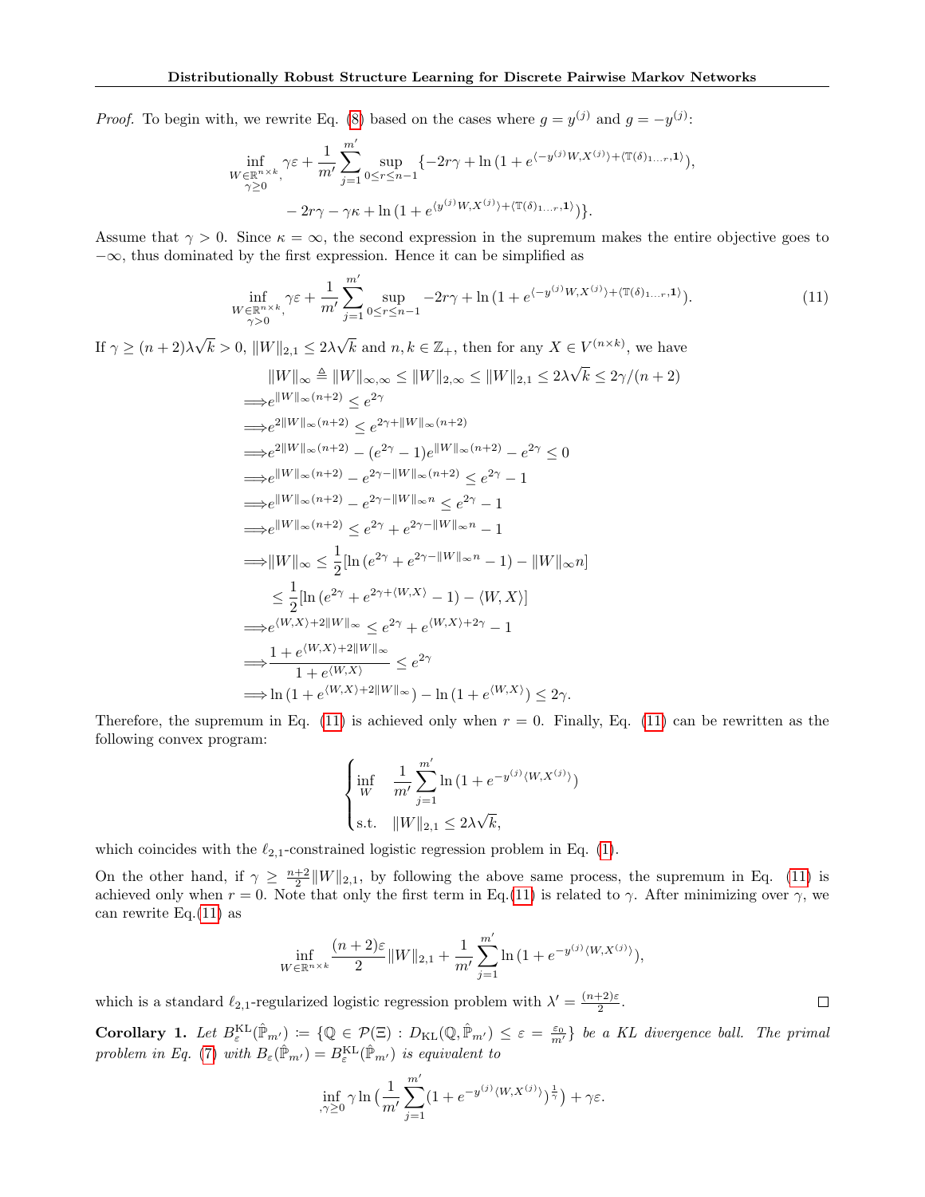*Proof.* To begin with, we rewrite Eq. (8) based on the cases where $g = y^{(j)}$ and $g = -y^{(j)}$:

$$\inf_{\substack{W\in\mathbb{R}^{n\times k},\\ \gamma\geq 0}} \gamma\varepsilon + \frac{1}{m'}\sum_{j=1}^{m'} \sup_{0\leq r\leq n-1} \{-2r\gamma + \ln(1+e^{\langle -y^{(j)}W, X^{(j)}\rangle + \langle \mathbb{T}(\delta)_{1\ldots r}, \mathbf{1}\rangle}),$$

$$-2r\gamma - \gamma\kappa + \ln(1+e^{\langle y^{(j)}W, X^{(j)}\rangle + \langle \mathbb{T}(\delta)_{1\ldots r}, \mathbf{1}\rangle})\}.$$

Assume that $\gamma > 0$. Since $\kappa = \infty$, the second expression in the supremum makes the entire objective goes to $-\infty$, thus dominated by the first expression. Hence it can be simplified as

$$\inf_{\substack{W\in\mathbb{R}^{n\times k},\\ \gamma> 0}} \gamma\varepsilon + \frac{1}{m'}\sum_{j=1}^{m'} \sup_{0\leq r\leq n-1} -2r\gamma + \ln(1+e^{\langle -y^{(j)}W, X^{(j)}\rangle + \langle \mathbb{T}(\delta)_{1\ldots r}, \mathbf{1}\rangle}). \tag{11}$$

If $\gamma \geq (n+2)\lambda\sqrt{k} > 0$, $\|W\|_{2,1} \leq 2\lambda\sqrt{k}$ and $n, k \in \mathbb{Z}_+$, then for any $X \in V^{(n\times k)}$, we have

$$
\begin{aligned}
&\|W\|_\infty \triangleq \|W\|_{\infty,\infty} \leq \|W\|_{2,\infty} \leq \|W\|_{2,1} \leq 2\lambda\sqrt{k} \leq 2\gamma/(n+2)\\
\Longrightarrow & e^{\|W\|_\infty (n+2)} \leq e^{2\gamma}\\
\Longrightarrow & e^{2\|W\|_\infty (n+2)} \leq e^{2\gamma + \|W\|_\infty (n+2)}\\
\Longrightarrow & e^{2\|W\|_\infty (n+2)} - (e^{2\gamma}-1)e^{\|W\|_\infty (n+2)} - e^{2\gamma} \leq 0\\
\Longrightarrow & e^{\|W\|_\infty (n+2)} - e^{2\gamma - \|W\|_\infty (n+2)} \leq e^{2\gamma} - 1\\
\Longrightarrow & e^{\|W\|_\infty (n+2)} - e^{2\gamma - \|W\|_\infty n} \leq e^{2\gamma} - 1\\
\Longrightarrow & e^{\|W\|_\infty (n+2)} \leq e^{2\gamma} + e^{2\gamma - \|W\|_\infty n} - 1\\
\Longrightarrow & \|W\|_\infty \leq \frac{1}{2}[\ln(e^{2\gamma} + e^{2\gamma - \|W\|_\infty n} - 1) - \|W\|_\infty n]\\
& \leq \frac{1}{2}[\ln(e^{2\gamma} + e^{2\gamma + \langle W, X\rangle} - 1) - \langle W, X\rangle]\\
\Longrightarrow & e^{\langle W, X\rangle + 2\|W\|_\infty} \leq e^{2\gamma} + e^{\langle W, X\rangle + 2\gamma} - 1\\
\Longrightarrow & \frac{1+e^{\langle W, X\rangle + 2\|W\|_\infty}}{1+e^{\langle W, X\rangle}} \leq e^{2\gamma}\\
\Longrightarrow & \ln(1+e^{\langle W, X\rangle + 2\|W\|_\infty}) - \ln(1+e^{\langle W, X\rangle}) \leq 2\gamma.
\end{aligned}
$$

Therefore, the supremum in Eq. (11) is achieved only when $r = 0$. Finally, Eq. (11) can be rewritten as the following convex program:

$$\begin{cases} \inf_{W} & \frac{1}{m'}\sum_{j=1}^{m'} \ln(1+e^{-y^{(j)}\langle W, X^{(j)}\rangle})\\ \text{s.t.} & \|W\|_{2,1} \leq 2\lambda\sqrt{k}, \end{cases}$$

which coincides with the $\ell_{2,1}$-constrained logistic regression problem in Eq. (1).

On the other hand, if $\gamma \geq \frac{n+2}{2}\|W\|_{2,1}$, by following the above same process, the supremum in Eq. (11) is achieved only when $r = 0$. Note that only the first term in Eq.(11) is related to $\gamma$. After minimizing over $\gamma$, we can rewrite Eq.(11) as

$$\inf_{W\in\mathbb{R}^{n\times k}} \frac{(n+2)\varepsilon}{2}\|W\|_{2,1} + \frac{1}{m'}\sum_{j=1}^{m'} \ln(1+e^{-y^{(j)}\langle W, X^{(j)}\rangle}),$$

which is a standard $\ell_{2,1}$-regularized logistic regression problem with $\lambda' = \frac{(n+2)\varepsilon}{2}$. $\square$

**Corollary 1.** *Let $B_\varepsilon^{\text{KL}}(\hat{\mathbb{P}}_{m'}) \coloneqq \{\mathbb{Q} \in \mathcal{P}(\Xi) : D_{\text{KL}}(\mathbb{Q}, \hat{\mathbb{P}}_{m'}) \leq \varepsilon = \frac{\varepsilon_0}{m'}\}$ be a KL divergence ball. The primal problem in Eq. (7) with $B_\varepsilon(\hat{\mathbb{P}}_{m'}) = B_\varepsilon^{\text{KL}}(\hat{\mathbb{P}}_{m'})$ is equivalent to*

$$\inf_{,\gamma\geq 0} \gamma \ln\Big(\frac{1}{m'}\sum_{j=1}^{m'} (1+e^{-y^{(j)}\langle W, X^{(j)}\rangle})^{\frac{1}{\gamma}}\Big) + \gamma\varepsilon.$$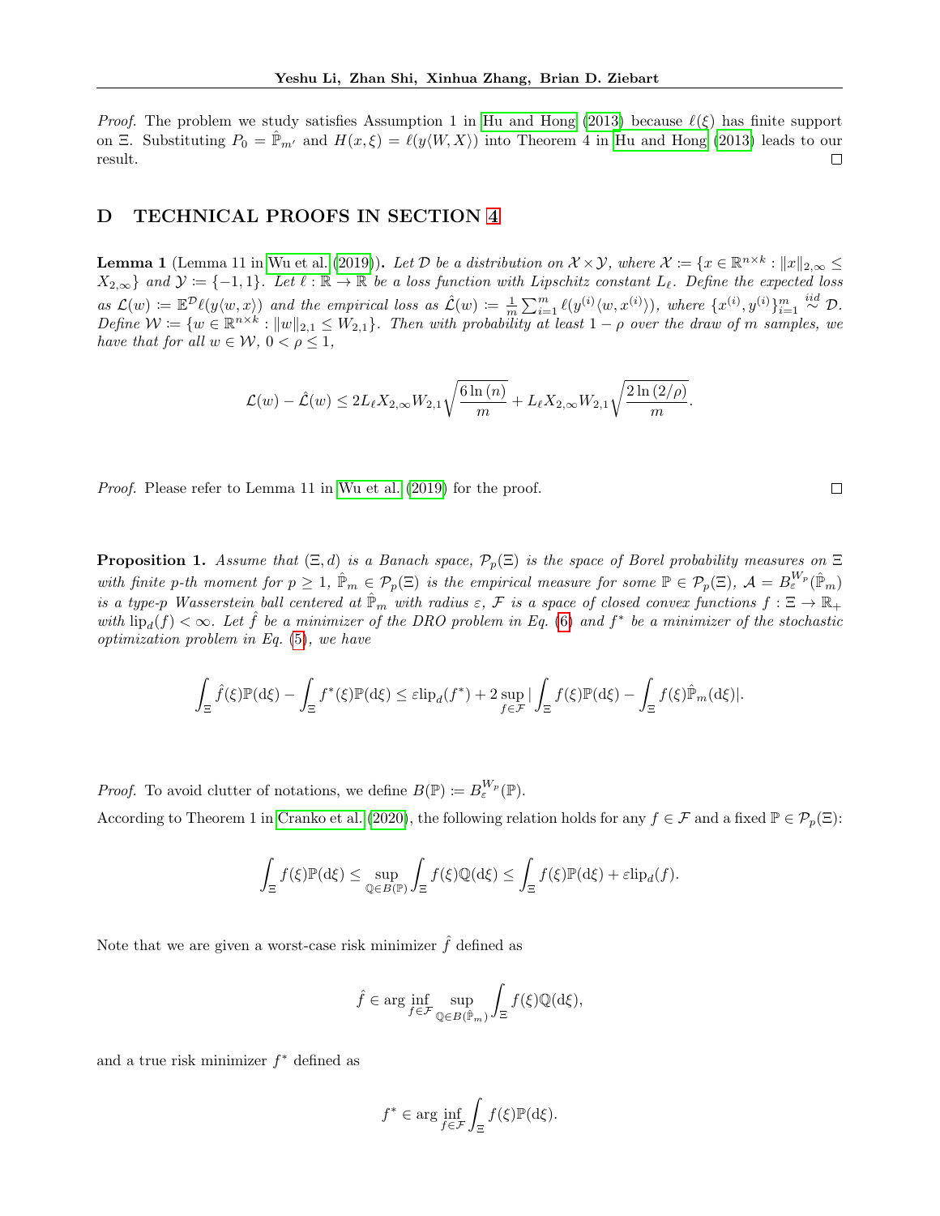*Proof.* The problem we study satisfies Assumption 1 in Hu and Hong (2013) because $\ell(\xi)$ has finite support on $\Xi$. Substituting $P_0 = \hat{\mathbb{P}}_{m'}$ and $H(x, \xi) = \ell(y\langle W, X\rangle)$ into Theorem 4 in Hu and Hong (2013) leads to our result. □

## D TECHNICAL PROOFS IN SECTION 4

**Lemma 1** (Lemma 11 in Wu et al. (2019)). *Let $\mathcal{D}$ be a distribution on $\mathcal{X} \times \mathcal{Y}$, where $\mathcal{X} := \{x \in \mathbb{R}^{n\times k} : \|x\|_{2,\infty} \leq X_{2,\infty}\}$ and $\mathcal{Y} := \{-1, 1\}$. Let $\ell : \mathbb{R} \to \mathbb{R}$ be a loss function with Lipschitz constant $L_\ell$. Define the expected loss as $\mathcal{L}(w) := \mathbb{E}^{\mathcal{D}}\ell(y\langle w, x\rangle)$ and the empirical loss as $\hat{\mathcal{L}}(w) := \frac{1}{m}\sum_{i=1}^{m} \ell(y^{(i)}\langle w, x^{(i)}\rangle)$, where $\{x^{(i)}, y^{(i)}\}_{i=1}^{m} \overset{iid}{\sim} \mathcal{D}$. Define $\mathcal{W} := \{w \in \mathbb{R}^{n\times k} : \|w\|_{2,1} \leq W_{2,1}\}$. Then with probability at least $1-\rho$ over the draw of $m$ samples, we have that for all $w \in \mathcal{W}$, $0 < \rho \leq 1$,*

$$\mathcal{L}(w) - \hat{\mathcal{L}}(w) \leq 2L_\ell X_{2,\infty} W_{2,1}\sqrt{\frac{6\ln(n)}{m}} + L_\ell X_{2,\infty} W_{2,1}\sqrt{\frac{2\ln(2/\rho)}{m}}.$$

*Proof.* Please refer to Lemma 11 in Wu et al. (2019) for the proof. □

**Proposition 1.** *Assume that $(\Xi, d)$ is a Banach space, $\mathcal{P}_p(\Xi)$ is the space of Borel probability measures on $\Xi$ with finite p-th moment for $p \geq 1$, $\hat{\mathbb{P}}_m \in \mathcal{P}_p(\Xi)$ is the empirical measure for some $\mathbb{P} \in \mathcal{P}_p(\Xi)$, $\mathcal{A} = B_\varepsilon^{W_p}(\hat{\mathbb{P}}_m)$ is a type-p Wasserstein ball centered at $\hat{\mathbb{P}}_m$ with radius $\varepsilon$, $\mathcal{F}$ is a space of closed convex functions $f : \Xi \to \mathbb{R}_+$ with $\mathrm{lip}_d(f) < \infty$. Let $\hat{f}$ be a minimizer of the DRO problem in Eq. (6) and $f^*$ be a minimizer of the stochastic optimization problem in Eq. (5), we have*

$$\int_\Xi \hat{f}(\xi)\mathbb{P}(\mathrm{d}\xi) - \int_\Xi f^*(\xi)\mathbb{P}(\mathrm{d}\xi) \leq \varepsilon\,\mathrm{lip}_d(f^*) + 2\sup_{f\in\mathcal{F}}\Big|\int_\Xi f(\xi)\mathbb{P}(\mathrm{d}\xi) - \int_\Xi f(\xi)\hat{\mathbb{P}}_m(\mathrm{d}\xi)\Big|.$$

*Proof.* To avoid clutter of notations, we define $B(\mathbb{P}) := B_\varepsilon^{W_p}(\mathbb{P})$.

According to Theorem 1 in Cranko et al. (2020), the following relation holds for any $f \in \mathcal{F}$ and a fixed $\mathbb{P} \in \mathcal{P}_p(\Xi)$:

$$\int_\Xi f(\xi)\mathbb{P}(\mathrm{d}\xi) \leq \sup_{\mathbb{Q}\in B(\mathbb{P})}\int_\Xi f(\xi)\mathbb{Q}(\mathrm{d}\xi) \leq \int_\Xi f(\xi)\mathbb{P}(\mathrm{d}\xi) + \varepsilon\,\mathrm{lip}_d(f).$$

Note that we are given a worst-case risk minimizer $\hat{f}$ defined as

$$\hat{f} \in \arg\inf_{f\in\mathcal{F}}\sup_{\mathbb{Q}\in B(\hat{\mathbb{P}}_m)}\int_\Xi f(\xi)\mathbb{Q}(\mathrm{d}\xi),$$

and a true risk minimizer $f^*$ defined as

$$f^* \in \arg\inf_{f\in\mathcal{F}}\int_\Xi f(\xi)\mathbb{P}(\mathrm{d}\xi).$$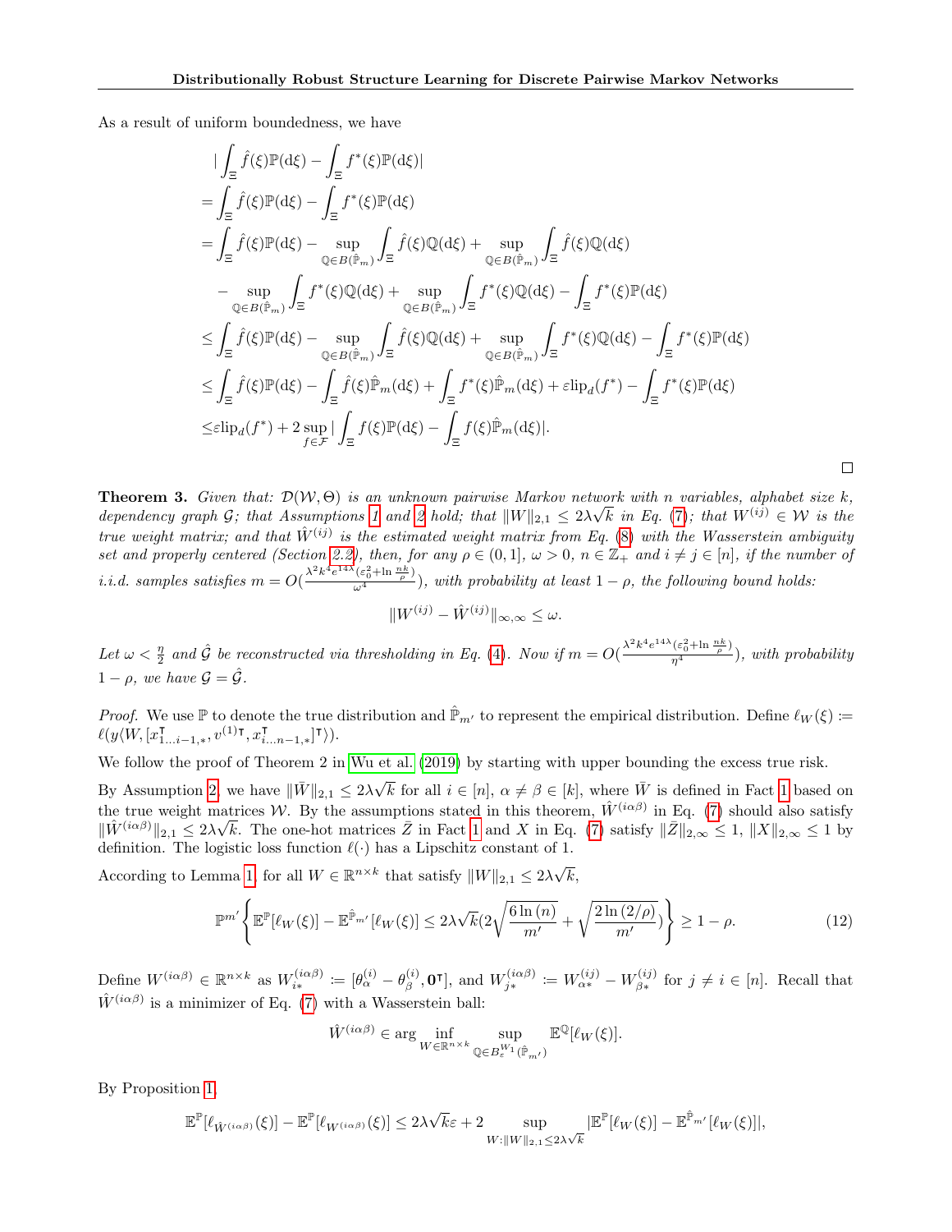As a result of uniform boundedness, we have

$$
\begin{aligned}
&|\int_\Xi \hat{f}(\xi)\mathbb{P}(\mathrm{d}\xi) - \int_\Xi f^*(\xi)\mathbb{P}(\mathrm{d}\xi)| \\
=& \int_\Xi \hat{f}(\xi)\mathbb{P}(\mathrm{d}\xi) - \int_\Xi f^*(\xi)\mathbb{P}(\mathrm{d}\xi) \\
=& \int_\Xi \hat{f}(\xi)\mathbb{P}(\mathrm{d}\xi) - \sup_{\mathbb{Q}\in B(\hat{\mathbb{P}}_m)} \int_\Xi \hat{f}(\xi)\mathbb{Q}(\mathrm{d}\xi) + \sup_{\mathbb{Q}\in B(\hat{\mathbb{P}}_m)} \int_\Xi \hat{f}(\xi)\mathbb{Q}(\mathrm{d}\xi) \\
&- \sup_{\mathbb{Q}\in B(\hat{\mathbb{P}}_m)} \int_\Xi f^*(\xi)\mathbb{Q}(\mathrm{d}\xi) + \sup_{\mathbb{Q}\in B(\hat{\mathbb{P}}_m)} \int_\Xi f^*(\xi)\mathbb{Q}(\mathrm{d}\xi) - \int_\Xi f^*(\xi)\mathbb{P}(\mathrm{d}\xi) \\
\leq& \int_\Xi \hat{f}(\xi)\mathbb{P}(\mathrm{d}\xi) - \sup_{\mathbb{Q}\in B(\hat{\mathbb{P}}_m)} \int_\Xi \hat{f}(\xi)\mathbb{Q}(\mathrm{d}\xi) + \sup_{\mathbb{Q}\in B(\hat{\mathbb{P}}_m)} \int_\Xi f^*(\xi)\mathbb{Q}(\mathrm{d}\xi) - \int_\Xi f^*(\xi)\mathbb{P}(\mathrm{d}\xi) \\
\leq& \int_\Xi \hat{f}(\xi)\mathbb{P}(\mathrm{d}\xi) - \int_\Xi \hat{f}(\xi)\hat{\mathbb{P}}_m(\mathrm{d}\xi) + \int_\Xi f^*(\xi)\hat{\mathbb{P}}_m(\mathrm{d}\xi) + \varepsilon \mathrm{lip}_d(f^*) - \int_\Xi f^*(\xi)\mathbb{P}(\mathrm{d}\xi) \\
\leq& \varepsilon \mathrm{lip}_d(f^*) + 2\sup_{f\in\mathcal{F}} |\int_\Xi f(\xi)\mathbb{P}(\mathrm{d}\xi) - \int_\Xi f(\xi)\hat{\mathbb{P}}_m(\mathrm{d}\xi)|.
\end{aligned}
$$

□

**Theorem 3.** *Given that: $\mathcal{D}(\mathcal{W}, \Theta)$ is an unknown pairwise Markov network with $n$ variables, alphabet size $k$, dependency graph $\mathcal{G}$; that Assumptions 1 and 2 hold; that $\|W\|_{2,1} \leq 2\lambda\sqrt{k}$ in Eq. (7); that $W^{(ij)} \in \mathcal{W}$ is the true weight matrix; and that $\hat{W}^{(ij)}$ is the estimated weight matrix from Eq. (8) with the Wasserstein ambiguity set and properly centered (Section 2.2), then, for any $\rho \in (0, 1]$, $\omega > 0$, $n \in \mathbb{Z}_+$ and $i \neq j \in [n]$, if the number of i.i.d. samples satisfies $m = O(\frac{\lambda^2 k^4 e^{14\lambda}(\varepsilon_0^2 + \ln\frac{nk}{\rho})}{\omega^4})$, with probability at least $1 - \rho$, the following bound holds:*

$$\|W^{(ij)} - \hat{W}^{(ij)}\|_{\infty,\infty} \leq \omega.$$

*Let $\omega < \frac{\eta}{2}$ and $\hat{\mathcal{G}}$ be reconstructed via thresholding in Eq. (4). Now if $m = O(\frac{\lambda^2 k^4 e^{14\lambda}(\varepsilon_0^2 + \ln\frac{nk}{\rho})}{\eta^4})$, with probability $1 - \rho$, we have $\mathcal{G} = \hat{\mathcal{G}}$.*

*Proof.* We use $\mathbb{P}$ to denote the true distribution and $\hat{\mathbb{P}}_{m'}$ to represent the empirical distribution. Define $\ell_W(\xi) := \ell(y\langle W, [x^\intercal_{1\ldots i-1,*}, v^{(1)\intercal}, x^\intercal_{i\ldots n-1,*}]^\intercal\rangle)$.

We follow the proof of Theorem 2 in Wu et al. (2019) by starting with upper bounding the excess true risk.

By Assumption 2, we have $\|\bar{W}\|_{2,1} \leq 2\lambda\sqrt{k}$ for all $i \in [n]$, $\alpha \neq \beta \in [k]$, where $\bar{W}$ is defined in Fact 1 based on the true weight matrices $\mathcal{W}$. By the assumptions stated in this theorem, $\hat{W}^{(i\alpha\beta)}$ in Eq. (7) should also satisfy $\|\hat{W}^{(i\alpha\beta)}\|_{2,1} \leq 2\lambda\sqrt{k}$. The one-hot matrices $\bar{Z}$ in Fact 1 and $X$ in Eq. (7) satisfy $\|\bar{Z}\|_{2,\infty} \leq 1$, $\|X\|_{2,\infty} \leq 1$ by definition. The logistic loss function $\ell(\cdot)$ has a Lipschitz constant of 1.

According to Lemma 1, for all $W \in \mathbb{R}^{n\times k}$ that satisfy $\|W\|_{2,1} \leq 2\lambda\sqrt{k}$,

$$\mathbb{P}^{m'}\left\{\mathbb{E}^{\mathbb{P}}[\ell_W(\xi)] - \mathbb{E}^{\hat{\mathbb{P}}_{m'}}[\ell_W(\xi)] \leq 2\lambda\sqrt{k}(2\sqrt{\frac{6\ln(n)}{m'}} + \sqrt{\frac{2\ln(2/\rho)}{m'}})\right\} \geq 1 - \rho. \tag{12}$$

Define $W^{(i\alpha\beta)} \in \mathbb{R}^{n\times k}$ as $W^{(i\alpha\beta)}_{i*} := [\theta^{(i)}_\alpha - \theta^{(i)}_\beta, \mathbf{0}^\intercal]$, and $W^{(i\alpha\beta)}_{j*} := W^{(ij)}_{\alpha*} - W^{(ij)}_{\beta*}$ for $j \neq i \in [n]$. Recall that $\hat{W}^{(i\alpha\beta)}$ is a minimizer of Eq. (7) with a Wasserstein ball:

$$\hat{W}^{(i\alpha\beta)} \in \arg\inf_{W\in\mathbb{R}^{n\times k}} \sup_{\mathbb{Q}\in B^{W_1}_\varepsilon(\hat{\mathbb{P}}_{m'})} \mathbb{E}^{\mathbb{Q}}[\ell_W(\xi)].$$

By Proposition 1,

$$\mathbb{E}^{\mathbb{P}}[\ell_{\hat{W}^{(i\alpha\beta)}}(\xi)] - \mathbb{E}^{\mathbb{P}}[\ell_{W^{(i\alpha\beta)}}(\xi)] \leq 2\lambda\sqrt{k}\varepsilon + 2\sup_{W:\|W\|_{2,1}\leq 2\lambda\sqrt{k}} |\mathbb{E}^{\mathbb{P}}[\ell_W(\xi)] - \mathbb{E}^{\hat{\mathbb{P}}_{m'}}[\ell_W(\xi)]|,$$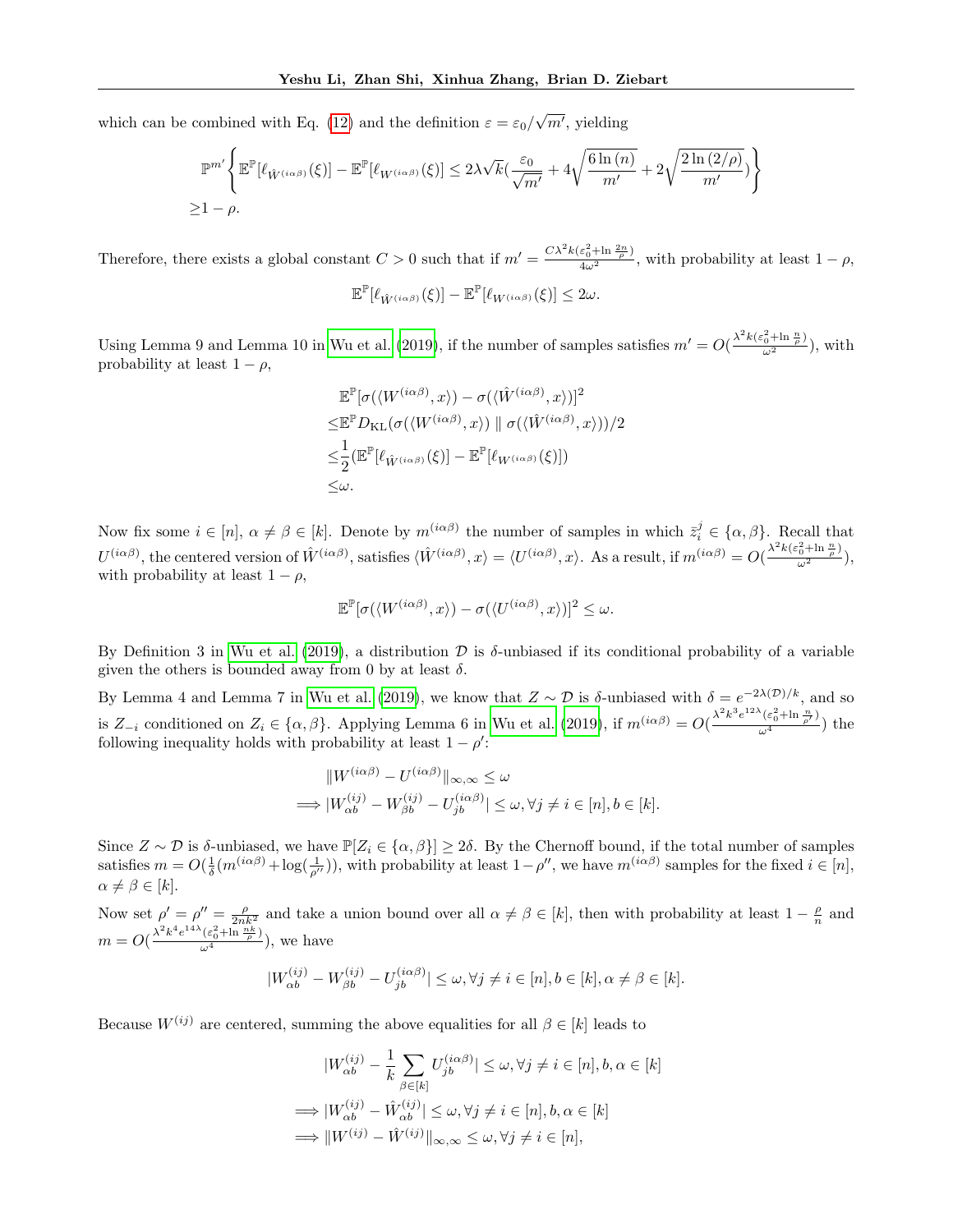which can be combined with Eq. (12) and the definition $\varepsilon = \varepsilon_0/\sqrt{m'}$, yielding

$$\mathbb{P}^{m'}\left\{\mathbb{E}^{\mathbb{P}}[\ell_{\hat{W}^{(i\alpha\beta)}}(\xi)] - \mathbb{E}^{\mathbb{P}}[\ell_{W^{(i\alpha\beta)}}(\xi)] \leq 2\lambda\sqrt{k}\left(\frac{\varepsilon_0}{\sqrt{m'}} + 4\sqrt{\frac{6\ln(n)}{m'}} + 2\sqrt{\frac{2\ln(2/\rho)}{m'}}\right)\right\}$$
$$\geq 1-\rho.$$

Therefore, there exists a global constant $C > 0$ such that if $m' = \frac{C\lambda^2 k(\varepsilon_0^2 + \ln\frac{2n}{\rho})}{4\omega^2}$, with probability at least $1-\rho$,

$$\mathbb{E}^{\mathbb{P}}[\ell_{\hat{W}^{(i\alpha\beta)}}(\xi)] - \mathbb{E}^{\mathbb{P}}[\ell_{W^{(i\alpha\beta)}}(\xi)] \leq 2\omega.$$

Using Lemma 9 and Lemma 10 in Wu et al. (2019), if the number of samples satisfies $m' = O(\frac{\lambda^2 k(\varepsilon_0^2 + \ln\frac{n}{\rho})}{\omega^2})$, with probability at least $1-\rho$,

$$\begin{aligned}
&\mathbb{E}^{\mathbb{P}}[\sigma(\langle W^{(i\alpha\beta)}, x\rangle) - \sigma(\langle \hat{W}^{(i\alpha\beta)}, x\rangle)]^2 \\
\leq &\mathbb{E}^{\mathbb{P}} D_{\mathrm{KL}}(\sigma(\langle W^{(i\alpha\beta)}, x\rangle) \parallel \sigma(\langle \hat{W}^{(i\alpha\beta)}, x\rangle))/2 \\
\leq &\frac{1}{2}(\mathbb{E}^{\mathbb{P}}[\ell_{\hat{W}^{(i\alpha\beta)}}(\xi)] - \mathbb{E}^{\mathbb{P}}[\ell_{W^{(i\alpha\beta)}}(\xi)]) \\
\leq &\omega.
\end{aligned}$$

Now fix some $i \in [n]$, $\alpha \neq \beta \in [k]$. Denote by $m^{(i\alpha\beta)}$ the number of samples in which $\bar{z}_i^j \in \{\alpha, \beta\}$. Recall that $U^{(i\alpha\beta)}$, the centered version of $\hat{W}^{(i\alpha\beta)}$, satisfies $\langle \hat{W}^{(i\alpha\beta)}, x\rangle = \langle U^{(i\alpha\beta)}, x\rangle$. As a result, if $m^{(i\alpha\beta)} = O(\frac{\lambda^2 k(\varepsilon_0^2 + \ln\frac{n}{\rho})}{\omega^2})$, with probability at least $1-\rho$,

$$\mathbb{E}^{\mathbb{P}}[\sigma(\langle W^{(i\alpha\beta)}, x\rangle) - \sigma(\langle U^{(i\alpha\beta)}, x\rangle)]^2 \leq \omega.$$

By Definition 3 in Wu et al. (2019), a distribution $\mathcal{D}$ is $\delta$-unbiased if its conditional probability of a variable given the others is bounded away from 0 by at least $\delta$.

By Lemma 4 and Lemma 7 in Wu et al. (2019), we know that $Z \sim \mathcal{D}$ is $\delta$-unbiased with $\delta = e^{-2\lambda(\mathcal{D})/k}$, and so is $Z_{-i}$ conditioned on $Z_i \in \{\alpha, \beta\}$. Applying Lemma 6 in Wu et al. (2019), if $m^{(i\alpha\beta)} = O(\frac{\lambda^2 k^3 e^{12\lambda}(\varepsilon_0^2 + \ln\frac{n}{\rho'})}{\omega^4})$ the following inequality holds with probability at least $1-\rho'$:

$$\begin{aligned}
&\|W^{(i\alpha\beta)} - U^{(i\alpha\beta)}\|_{\infty,\infty} \leq \omega \\
\Longrightarrow &|W^{(ij)}_{\alpha b} - W^{(ij)}_{\beta b} - U^{(i\alpha\beta)}_{jb}| \leq \omega, \forall j \neq i \in [n], b \in [k].
\end{aligned}$$

Since $Z \sim \mathcal{D}$ is $\delta$-unbiased, we have $\mathbb{P}[Z_i \in \{\alpha, \beta\}] \geq 2\delta$. By the Chernoff bound, if the total number of samples satisfies $m = O(\frac{1}{\delta}(m^{(i\alpha\beta)} + \log(\frac{1}{\rho''}))$, with probability at least $1-\rho''$, we have $m^{(i\alpha\beta)}$ samples for the fixed $i \in [n]$, $\alpha \neq \beta \in [k]$.

Now set $\rho' = \rho'' = \frac{\rho}{2nk^2}$ and take a union bound over all $\alpha \neq \beta \in [k]$, then with probability at least $1 - \frac{\rho}{n}$ and $m = O(\frac{\lambda^2 k^4 e^{14\lambda}(\varepsilon_0^2 + \ln\frac{nk}{\rho})}{\omega^4})$, we have

$$|W^{(ij)}_{\alpha b} - W^{(ij)}_{\beta b} - U^{(i\alpha\beta)}_{jb}| \leq \omega, \forall j \neq i \in [n], b \in [k], \alpha \neq \beta \in [k].$$

Because $W^{(ij)}$ are centered, summing the above equalities for all $\beta \in [k]$ leads to

$$\begin{aligned}
&|W^{(ij)}_{\alpha b} - \frac{1}{k}\sum_{\beta\in[k]} U^{(i\alpha\beta)}_{jb}| \leq \omega, \forall j \neq i \in [n], b, \alpha \in [k] \\
\Longrightarrow &|W^{(ij)}_{\alpha b} - \hat{W}^{(ij)}_{\alpha b}| \leq \omega, \forall j \neq i \in [n], b, \alpha \in [k] \\
\Longrightarrow &\|W^{(ij)} - \hat{W}^{(ij)}\|_{\infty,\infty} \leq \omega, \forall j \neq i \in [n],
\end{aligned}$$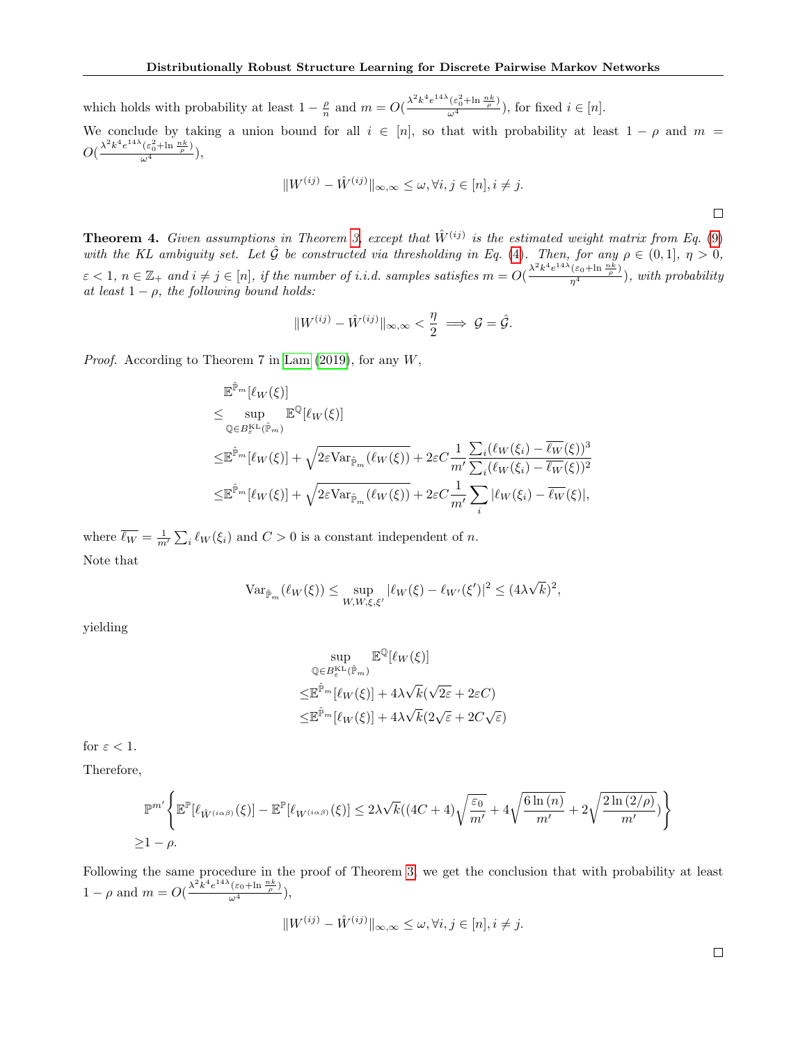which holds with probability at least $1 - \frac{\rho}{n}$ and $m = O(\frac{\lambda^2 k^4 e^{14\lambda}(\varepsilon_0^2 + \ln \frac{nk}{\rho})}{\omega^4})$, for fixed $i \in [n]$.

We conclude by taking a union bound for all $i \in [n]$, so that with probability at least $1 - \rho$ and $m = O(\frac{\lambda^2 k^4 e^{14\lambda}(\varepsilon_0^2 + \ln \frac{nk}{\rho})}{\omega^4})$,

$$\|W^{(ij)} - \hat{W}^{(ij)}\|_{\infty,\infty} \leq \omega, \forall i, j \in [n], i \neq j.$$

□

**Theorem 4.** *Given assumptions in Theorem 3, except that $\hat{W}^{(ij)}$ is the estimated weight matrix from Eq. (9) with the KL ambiguity set. Let $\hat{\mathcal{G}}$ be constructed via thresholding in Eq. (4). Then, for any $\rho \in (0, 1]$, $\eta > 0$, $\varepsilon < 1$, $n \in \mathbb{Z}_+$ and $i \neq j \in [n]$, if the number of i.i.d. samples satisfies $m = O(\frac{\lambda^2 k^4 e^{14\lambda}(\varepsilon_0 + \ln \frac{nk}{\rho})}{\eta^4})$, with probability at least $1 - \rho$, the following bound holds:*

$$\|W^{(ij)} - \hat{W}^{(ij)}\|_{\infty,\infty} < \frac{\eta}{2} \implies \mathcal{G} = \hat{\mathcal{G}}.$$

*Proof.* According to Theorem 7 in Lam (2019), for any $W$,

$$\begin{aligned}
&\mathbb{E}^{\hat{\mathbb{P}}_m}[\ell_W(\xi)] \\
\leq &\sup_{\mathbb{Q} \in B_\varepsilon^{\text{KL}}(\hat{\mathbb{P}}_m)} \mathbb{E}^{\mathbb{Q}}[\ell_W(\xi)] \\
\leq &\mathbb{E}^{\hat{\mathbb{P}}_m}[\ell_W(\xi)] + \sqrt{2\varepsilon \text{Var}_{\hat{\mathbb{P}}_m}(\ell_W(\xi))} + 2\varepsilon C \frac{1}{m'} \frac{\sum_i (\ell_W(\xi_i) - \overline{\ell_W}(\xi))^3}{\sum_i (\ell_W(\xi_i) - \overline{\ell_W}(\xi))^2} \\
\leq &\mathbb{E}^{\hat{\mathbb{P}}_m}[\ell_W(\xi)] + \sqrt{2\varepsilon \text{Var}_{\hat{\mathbb{P}}_m}(\ell_W(\xi))} + 2\varepsilon C \frac{1}{m'} \sum_i |\ell_W(\xi_i) - \overline{\ell_W}(\xi)|,
\end{aligned}$$

where $\overline{\ell_W} = \frac{1}{m'} \sum_i \ell_W(\xi_i)$ and $C > 0$ is a constant independent of $n$.

Note that

$$\text{Var}_{\hat{\mathbb{P}}_m}(\ell_W(\xi)) \leq \sup_{W, W, \xi, \xi'} |\ell_W(\xi) - \ell_{W'}(\xi')|^2 \leq (4\lambda\sqrt{k})^2,$$

yielding

$$\begin{aligned}
&\sup_{\mathbb{Q} \in B_\varepsilon^{\text{KL}}(\hat{\mathbb{P}}_m)} \mathbb{E}^{\mathbb{Q}}[\ell_W(\xi)] \\
\leq &\mathbb{E}^{\hat{\mathbb{P}}_m}[\ell_W(\xi)] + 4\lambda\sqrt{k}(\sqrt{2\varepsilon} + 2\varepsilon C) \\
\leq &\mathbb{E}^{\hat{\mathbb{P}}_m}[\ell_W(\xi)] + 4\lambda\sqrt{k}(2\sqrt{\varepsilon} + 2C\sqrt{\varepsilon})
\end{aligned}$$

for $\varepsilon < 1$.

Therefore,

$$\begin{aligned}
&\mathbb{P}^{m'}\left\{\mathbb{E}^{\mathbb{P}}[\ell_{\hat{W}^{(i\alpha\beta)}}(\xi)] - \mathbb{E}^{\mathbb{P}}[\ell_{W^{(i\alpha\beta)}}(\xi)] \leq 2\lambda\sqrt{k}((4C + 4)\sqrt{\frac{\varepsilon_0}{m'}} + 4\sqrt{\frac{6\ln(n)}{m'}} + 2\sqrt{\frac{2\ln(2/\rho)}{m'}})\right\} \\
\geq &1 - \rho.
\end{aligned}$$

Following the same procedure in the proof of Theorem 3, we get the conclusion that with probability at least $1 - \rho$ and $m = O(\frac{\lambda^2 k^4 e^{14\lambda}(\varepsilon_0 + \ln \frac{nk}{\rho})}{\omega^4})$,

$$\|W^{(ij)} - \hat{W}^{(ij)}\|_{\infty,\infty} \leq \omega, \forall i, j \in [n], i \neq j.$$

□